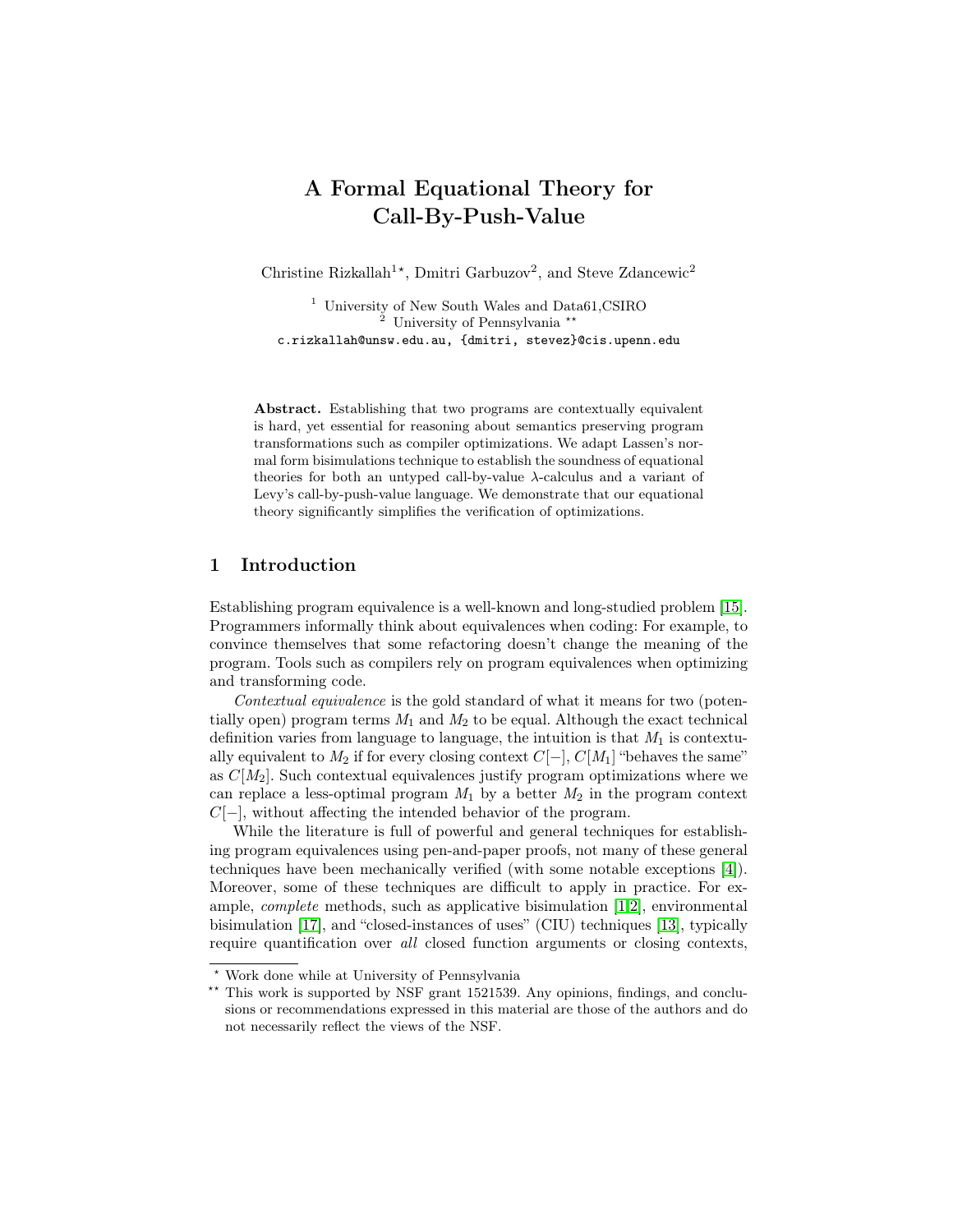# A Formal Equational Theory for Call-By-Push-Value

Christine Rizkallah[1⋆], Dmitri Garbuzov[2], and Steve Zdancewic[2]

[1] University of New South Wales and Data61,CSIRO
[2] University of Pennsylvania [⋆⋆]
c.rizkallah@unsw.edu.au, {dmitri, stevez}@cis.upenn.edu

**Abstract.** Establishing that two programs are contextually equivalent is hard, yet essential for reasoning about semantics preserving program transformations such as compiler optimizations. We adapt Lassen's normal form bisimulations technique to establish the soundness of equational theories for both an untyped call-by-value $\lambda$-calculus and a variant of Levy's call-by-push-value language. We demonstrate that our equational theory significantly simplifies the verification of optimizations.

## 1 Introduction

Establishing program equivalence is a well-known and long-studied problem [15]. Programmers informally think about equivalences when coding: For example, to convince themselves that some refactoring doesn't change the meaning of the program. Tools such as compilers rely on program equivalences when optimizing and transforming code.

*Contextual equivalence* is the gold standard of what it means for two (potentially open) program terms $M_1$ and $M_2$ to be equal. Although the exact technical definition varies from language to language, the intuition is that $M_1$ is contextually equivalent to $M_2$ if for every closing context $C[-]$, $C[M_1]$ "behaves the same" as $C[M_2]$. Such contextual equivalences justify program optimizations where we can replace a less-optimal program $M_1$ by a better $M_2$ in the program context $C[-]$, without affecting the intended behavior of the program.

While the literature is full of powerful and general techniques for establishing program equivalences using pen-and-paper proofs, not many of these general techniques have been mechanically verified (with some notable exceptions [4]). Moreover, some of these techniques are difficult to apply in practice. For example, *complete* methods, such as applicative bisimulation [1,2], environmental bisimulation [17], and "closed-instances of uses" (CIU) techniques [13], typically require quantification over *all* closed function arguments or closing contexts,

⋆ Work done while at University of Pennsylvania

⋆⋆ This work is supported by NSF grant 1521539. Any opinions, findings, and conclusions or recommendations expressed in this material are those of the authors and do not necessarily reflect the views of the NSF.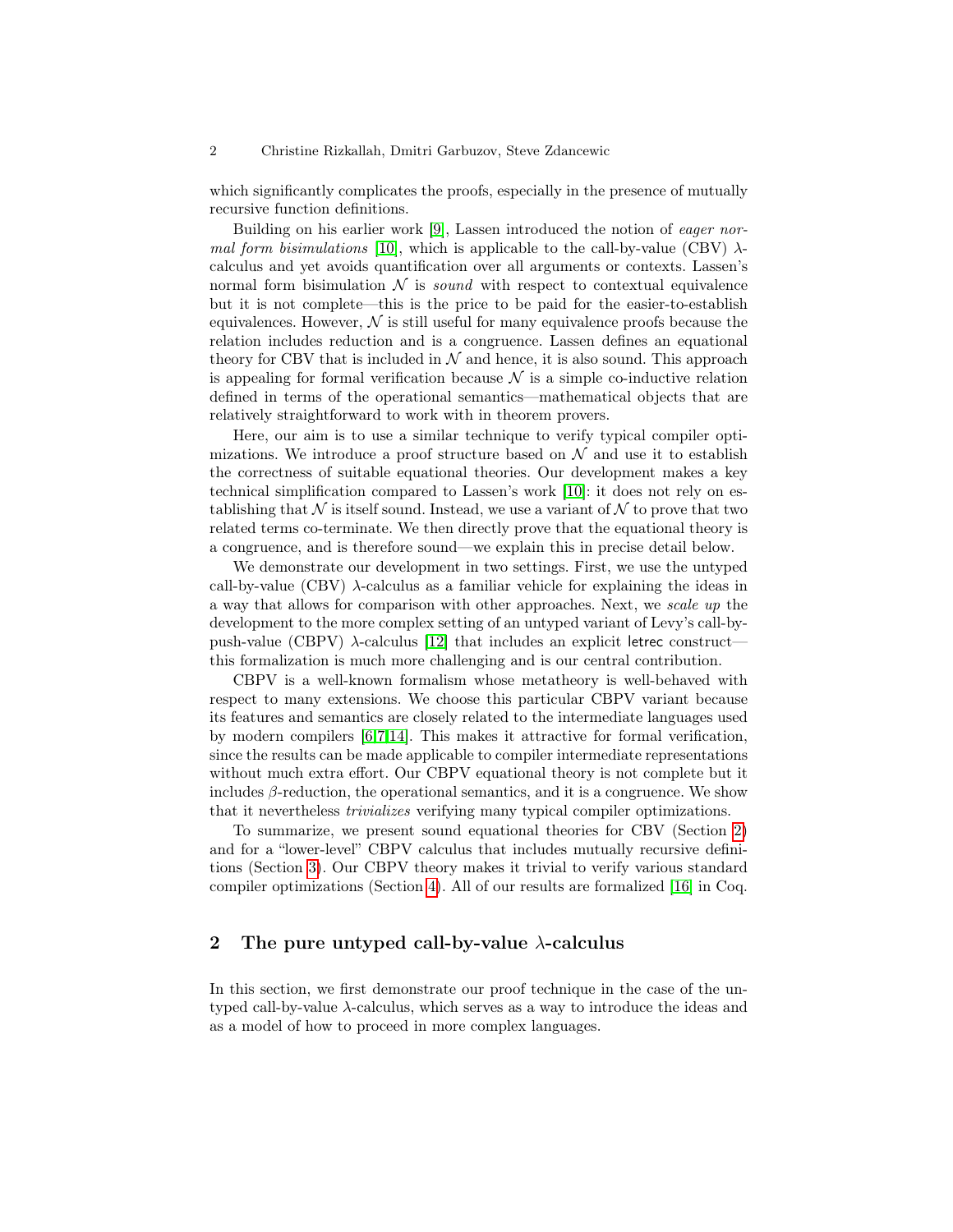which significantly complicates the proofs, especially in the presence of mutually recursive function definitions.

Building on his earlier work [9], Lassen introduced the notion of *eager normal form bisimulations* [10], which is applicable to the call-by-value (CBV) $\lambda$-calculus and yet avoids quantification over all arguments or contexts. Lassen's normal form bisimulation $\mathcal{N}$ is *sound* with respect to contextual equivalence but it is not complete—this is the price to be paid for the easier-to-establish equivalences. However, $\mathcal{N}$ is still useful for many equivalence proofs because the relation includes reduction and is a congruence. Lassen defines an equational theory for CBV that is included in $\mathcal{N}$ and hence, it is also sound. This approach is appealing for formal verification because $\mathcal{N}$ is a simple co-inductive relation defined in terms of the operational semantics—mathematical objects that are relatively straightforward to work with in theorem provers.

Here, our aim is to use a similar technique to verify typical compiler optimizations. We introduce a proof structure based on $\mathcal{N}$ and use it to establish the correctness of suitable equational theories. Our development makes a key technical simplification compared to Lassen's work [10]: it does not rely on establishing that $\mathcal{N}$ is itself sound. Instead, we use a variant of $\mathcal{N}$ to prove that two related terms co-terminate. We then directly prove that the equational theory is a congruence, and is therefore sound—we explain this in precise detail below.

We demonstrate our development in two settings. First, we use the untyped call-by-value (CBV) $\lambda$-calculus as a familiar vehicle for explaining the ideas in a way that allows for comparison with other approaches. Next, we *scale up* the development to the more complex setting of an untyped variant of Levy's call-by-push-value (CBPV) $\lambda$-calculus [12] that includes an explicit letrec construct—this formalization is much more challenging and is our central contribution.

CBPV is a well-known formalism whose metatheory is well-behaved with respect to many extensions. We choose this particular CBPV variant because its features and semantics are closely related to the intermediate languages used by modern compilers [6,7,14]. This makes it attractive for formal verification, since the results can be made applicable to compiler intermediate representations without much extra effort. Our CBPV equational theory is not complete but it includes $\beta$-reduction, the operational semantics, and it is a congruence. We show that it nevertheless *trivializes* verifying many typical compiler optimizations.

To summarize, we present sound equational theories for CBV (Section 2) and for a "lower-level" CBPV calculus that includes mutually recursive definitions (Section 3). Our CBPV theory makes it trivial to verify various standard compiler optimizations (Section 4). All of our results are formalized [16] in Coq.

## 2 The pure untyped call-by-value $\lambda$-calculus

In this section, we first demonstrate our proof technique in the case of the untyped call-by-value $\lambda$-calculus, which serves as a way to introduce the ideas and as a model of how to proceed in more complex languages.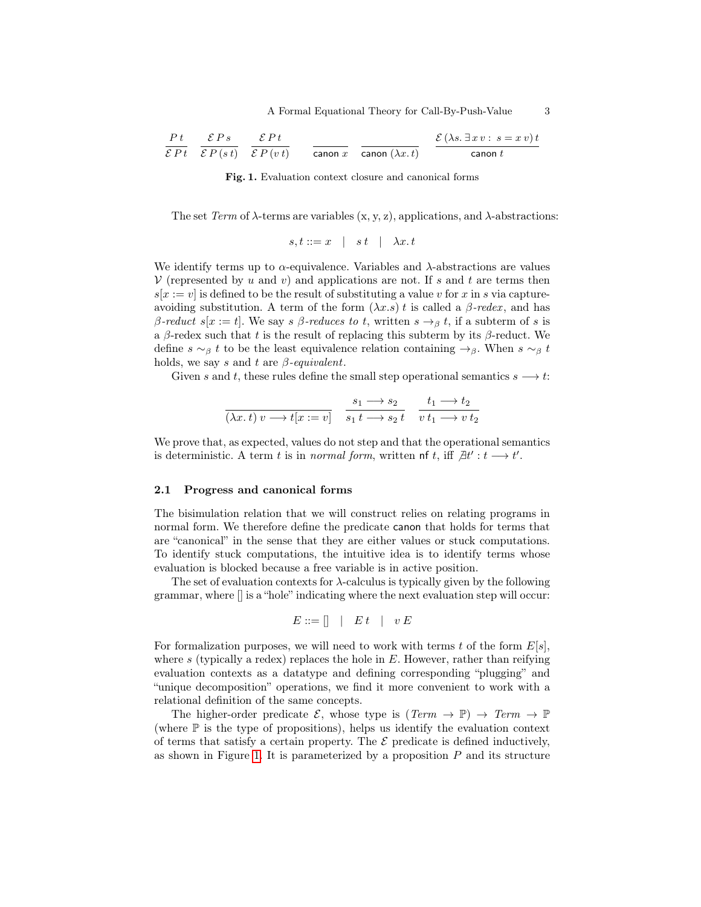$$\frac{P\,t}{\mathcal{E}\,P\,t} \quad \frac{\mathcal{E}\,P\,s}{\mathcal{E}\,P\,(s\,t)} \quad \frac{\mathcal{E}\,P\,t}{\mathcal{E}\,P\,(v\,t)} \qquad \frac{}{\mathsf{canon}\;x} \quad \frac{}{\mathsf{canon}\;(\lambda x.\,t)} \quad \frac{\mathcal{E}\,(\lambda s.\,\exists\,x\,v:\ s = x\,v)\,t}{\mathsf{canon}\;t}$$

**Fig. 1.** Evaluation context closure and canonical forms

The set *Term* of λ-terms are variables (x, y, z), applications, and λ-abstractions:

$$s, t ::= x \quad | \quad s\,t \quad | \quad \lambda x.\,t$$

We identify terms up to α-equivalence. Variables and λ-abstractions are values $\mathcal{V}$ (represented by $u$ and $v$) and applications are not. If $s$ and $t$ are terms then $s[x := v]$ is defined to be the result of substituting a value $v$ for $x$ in $s$ via capture-avoiding substitution. A term of the form $(\lambda x.s)\,t$ is called a *β-redex*, and has *β-reduct* $s[x := t]$. We say *s β-reduces to t*, written $s \to_\beta t$, if a subterm of $s$ is a β-redex such that $t$ is the result of replacing this subterm by its β-reduct. We define $s \sim_\beta t$ to be the least equivalence relation containing $\to_\beta$. When $s \sim_\beta t$ holds, we say $s$ and $t$ are *β-equivalent*.

Given $s$ and $t$, these rules define the small step operational semantics $s \longrightarrow t$:

$$\frac{}{(\lambda x.\,t)\,v \longrightarrow t[x := v]} \quad \frac{s_1 \longrightarrow s_2}{s_1\,t \longrightarrow s_2\,t} \quad \frac{t_1 \longrightarrow t_2}{v\,t_1 \longrightarrow v\,t_2}$$

We prove that, as expected, values do not step and that the operational semantics is deterministic. A term $t$ is in *normal form*, written $\mathsf{nf}\;t$, iff $\nexists t' : t \longrightarrow t'$.

### 2.1 Progress and canonical forms

The bisimulation relation that we will construct relies on relating programs in normal form. We therefore define the predicate canon that holds for terms that are "canonical" in the sense that they are either values or stuck computations. To identify stuck computations, the intuitive idea is to identify terms whose evaluation is blocked because a free variable is in active position.

The set of evaluation contexts for λ-calculus is typically given by the following grammar, where [] is a "hole" indicating where the next evaluation step will occur:

$$E ::= [] \quad | \quad E\,t \quad | \quad v\,E$$

For formalization purposes, we will need to work with terms $t$ of the form $E[s]$, where $s$ (typically a redex) replaces the hole in $E$. However, rather than reifying evaluation contexts as a datatype and defining corresponding "plugging" and "unique decomposition" operations, we find it more convenient to work with a relational definition of the same concepts.

The higher-order predicate $\mathcal{E}$, whose type is $(\mathit{Term} \to \mathbb{P}) \to \mathit{Term} \to \mathbb{P}$ (where $\mathbb{P}$ is the type of propositions), helps us identify the evaluation context of terms that satisfy a certain property. The $\mathcal{E}$ predicate is defined inductively, as shown in Figure 1. It is parameterized by a proposition $P$ and its structure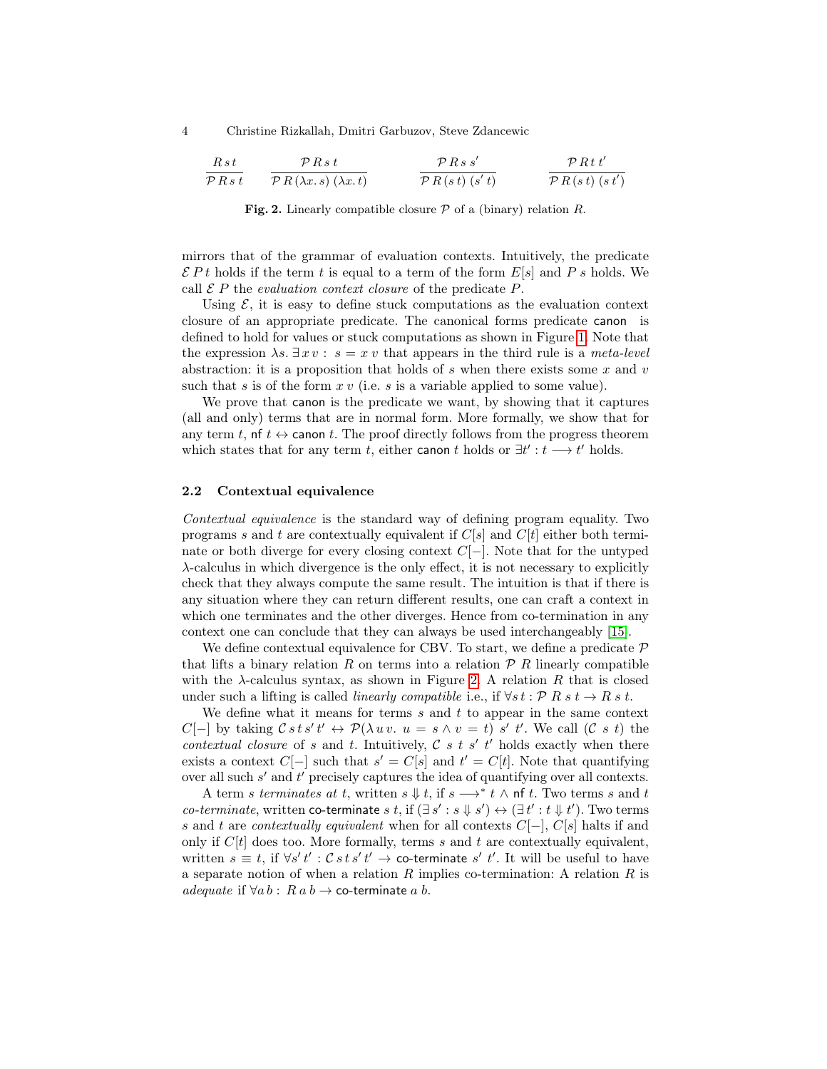$$\frac{R\,s\,t}{\mathcal{P}\,R\,s\,t} \qquad \frac{\mathcal{P}\,R\,s\,t}{\mathcal{P}\,R\,(\lambda x.\,s)\;(\lambda x.\,t)} \qquad \frac{\mathcal{P}\,R\,s\,s'}{\mathcal{P}\,R\,(s\;t)\;(s'\;t)} \qquad \frac{\mathcal{P}\,R\,t\,t'}{\mathcal{P}\,R\,(s\;t)\;(s\;t')}$$

**Fig. 2.** Linearly compatible closure $\mathcal{P}$ of a (binary) relation $R$.

mirrors that of the grammar of evaluation contexts. Intuitively, the predicate $\mathcal{E}\,P\,t$ holds if the term $t$ is equal to a term of the form $E[s]$ and $P\;s$ holds. We call $\mathcal{E}\;P$ the *evaluation context closure* of the predicate $P$.

Using $\mathcal{E}$, it is easy to define stuck computations as the evaluation context closure of an appropriate predicate. The canonical forms predicate $\mathsf{canon}$ is defined to hold for values or stuck computations as shown in Figure 1. Note that the expression $\lambda s.\,\exists\,x\,v:\;s = x\;v$ that appears in the third rule is a *meta-level* abstraction: it is a proposition that holds of $s$ when there exists some $x$ and $v$ such that $s$ is of the form $x\;v$ (i.e. $s$ is a variable applied to some value).

We prove that $\mathsf{canon}$ is the predicate we want, by showing that it captures (all and only) terms that are in normal form. More formally, we show that for any term $t$, $\mathsf{nf}\;t \leftrightarrow \mathsf{canon}\;t$. The proof directly follows from the progress theorem which states that for any term $t$, either $\mathsf{canon}\;t$ holds or $\exists t' : t \longrightarrow t'$ holds.

### 2.2 Contextual equivalence

*Contextual equivalence* is the standard way of defining program equality. Two programs $s$ and $t$ are contextually equivalent if $C[s]$ and $C[t]$ either both terminate or both diverge for every closing context $C[-]$. Note that for the untyped $\lambda$-calculus in which divergence is the only effect, it is not necessary to explicitly check that they always compute the same result. The intuition is that if there is any situation where they can return different results, one can craft a context in which one terminates and the other diverges. Hence from co-termination in any context one can conclude that they can always be used interchangeably [15].

We define contextual equivalence for CBV. To start, we define a predicate $\mathcal{P}$ that lifts a binary relation $R$ on terms into a relation $\mathcal{P}\;R$ linearly compatible with the $\lambda$-calculus syntax, as shown in Figure 2. A relation $R$ that is closed under such a lifting is called *linearly compatible* i.e., if $\forall s\,t : \mathcal{P}\;R\;s\;t \to R\;s\;t$.

We define what it means for terms $s$ and $t$ to appear in the same context $C[-]$ by taking $\mathcal{C}\,s\,t\,s'\,t' \leftrightarrow \mathcal{P}(\lambda\,u\,v.\;u = s \wedge v = t)\;s'\;t'$. We call $(\mathcal{C}\;s\;t)$ the *contextual closure* of $s$ and $t$. Intuitively, $\mathcal{C}\;s\;t\;s'\;t'$ holds exactly when there exists a context $C[-]$ such that $s' = C[s]$ and $t' = C[t]$. Note that quantifying over all such $s'$ and $t'$ precisely captures the idea of quantifying over all contexts.

A term $s$ *terminates at* $t$, written $s \Downarrow t$, if $s \longrightarrow^* t \wedge \mathsf{nf}\;t$. Two terms $s$ and $t$ *co-terminate*, written $\mathsf{co\text{-}terminate}\;s\;t$, if $(\exists\,s' : s \Downarrow s') \leftrightarrow (\exists\,t' : t \Downarrow t')$. Two terms $s$ and $t$ are *contextually equivalent* when for all contexts $C[-]$, $C[s]$ halts if and only if $C[t]$ does too. More formally, terms $s$ and $t$ are contextually equivalent, written $s \equiv t$, if $\forall s'\,t' : \mathcal{C}\,s\,t\,s'\,t' \to \mathsf{co\text{-}terminate}\;s'\;t'$. It will be useful to have a separate notion of when a relation $R$ implies co-termination: A relation $R$ is *adequate* if $\forall a\,b :\; R\;a\;b \to \mathsf{co\text{-}terminate}\;a\;b$.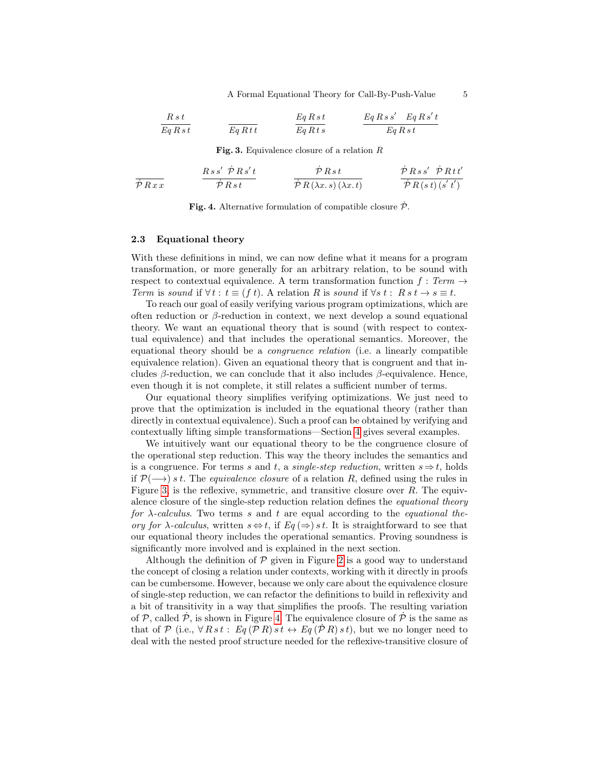$$\frac{R\,s\,t}{Eq\,R\,s\,t} \qquad \frac{}{Eq\,R\,t\,t} \qquad \frac{Eq\,R\,s\,t}{Eq\,R\,t\,s} \qquad \frac{Eq\,R\,s\,s' \quad Eq\,R\,s'\,t}{Eq\,R\,s\,t}$$

**Fig. 3.** Equivalence closure of a relation $R$

$$\frac{}{\dot{\mathcal{P}}\,R\,x\,x} \qquad \frac{R\,s\,s' \quad \dot{\mathcal{P}}\,R\,s'\,t}{\dot{\mathcal{P}}\,R\,s\,t} \qquad \frac{\dot{\mathcal{P}}\,R\,s\,t}{\dot{\mathcal{P}}\,R\,(\lambda x.\,s)\,(\lambda x.\,t)} \qquad \frac{\dot{\mathcal{P}}\,R\,s\,s' \quad \dot{\mathcal{P}}\,R\,t\,t'}{\dot{\mathcal{P}}\,R\,(s\,t)\,(s'\,t')}$$

**Fig. 4.** Alternative formulation of compatible closure $\dot{\mathcal{P}}$.

### 2.3 Equational theory

With these definitions in mind, we can now define what it means for a program transformation, or more generally for an arbitrary relation, to be sound with respect to contextual equivalence. A term transformation function $f : \mathit{Term} \rightarrow \mathit{Term}$ is *sound* if $\forall\, t :\; t \equiv (f\,t)$. A relation $R$ is *sound* if $\forall s\ t :\; R\,s\,t \rightarrow s \equiv t$.

To reach our goal of easily verifying various program optimizations, which are often reduction or $\beta$-reduction in context, we next develop a sound equational theory. We want an equational theory that is sound (with respect to contextual equivalence) and that includes the operational semantics. Moreover, the equational theory should be a *congruence relation* (i.e. a linearly compatible equivalence relation). Given an equational theory that is congruent and that includes $\beta$-reduction, we can conclude that it also includes $\beta$-equivalence. Hence, even though it is not complete, it still relates a sufficient number of terms.

Our equational theory simplifies verifying optimizations. We just need to prove that the optimization is included in the equational theory (rather than directly in contextual equivalence). Such a proof can be obtained by verifying and contextually lifting simple transformations—Section 4 gives several examples.

We intuitively want our equational theory to be the congruence closure of the operational step reduction. This way the theory includes the semantics and is a congruence. For terms $s$ and $t$, a *single-step reduction*, written $s \Rightarrow t$, holds if $\mathcal{P}(\longrightarrow)\,s\,t$. The *equivalence closure* of a relation $R$, defined using the rules in Figure 3, is the reflexive, symmetric, and transitive closure over $R$. The equivalence closure of the single-step reduction relation defines the *equational theory for $\lambda$-calculus*. Two terms $s$ and $t$ are equal according to the *equational theory for $\lambda$-calculus*, written $s \Leftrightarrow t$, if $Eq\,(\Rightarrow)\,s\,t$. It is straightforward to see that our equational theory includes the operational semantics. Proving soundness is significantly more involved and is explained in the next section.

Although the definition of $\mathcal{P}$ given in Figure 2 is a good way to understand the concept of closing a relation under contexts, working with it directly in proofs can be cumbersome. However, because we only care about the equivalence closure of single-step reduction, we can refactor the definitions to build in reflexivity and a bit of transitivity in a way that simplifies the proofs. The resulting variation of $\mathcal{P}$, called $\dot{\mathcal{P}}$, is shown in Figure 4. The equivalence closure of $\dot{\mathcal{P}}$ is the same as that of $\mathcal{P}$ (i.e., $\forall\, R\,s\,t :\; Eq\,(\mathcal{P}\,R)\,s\,t \leftrightarrow Eq\,(\dot{\mathcal{P}}\,R)\,s\,t$), but we no longer need to deal with the nested proof structure needed for the reflexive-transitive closure of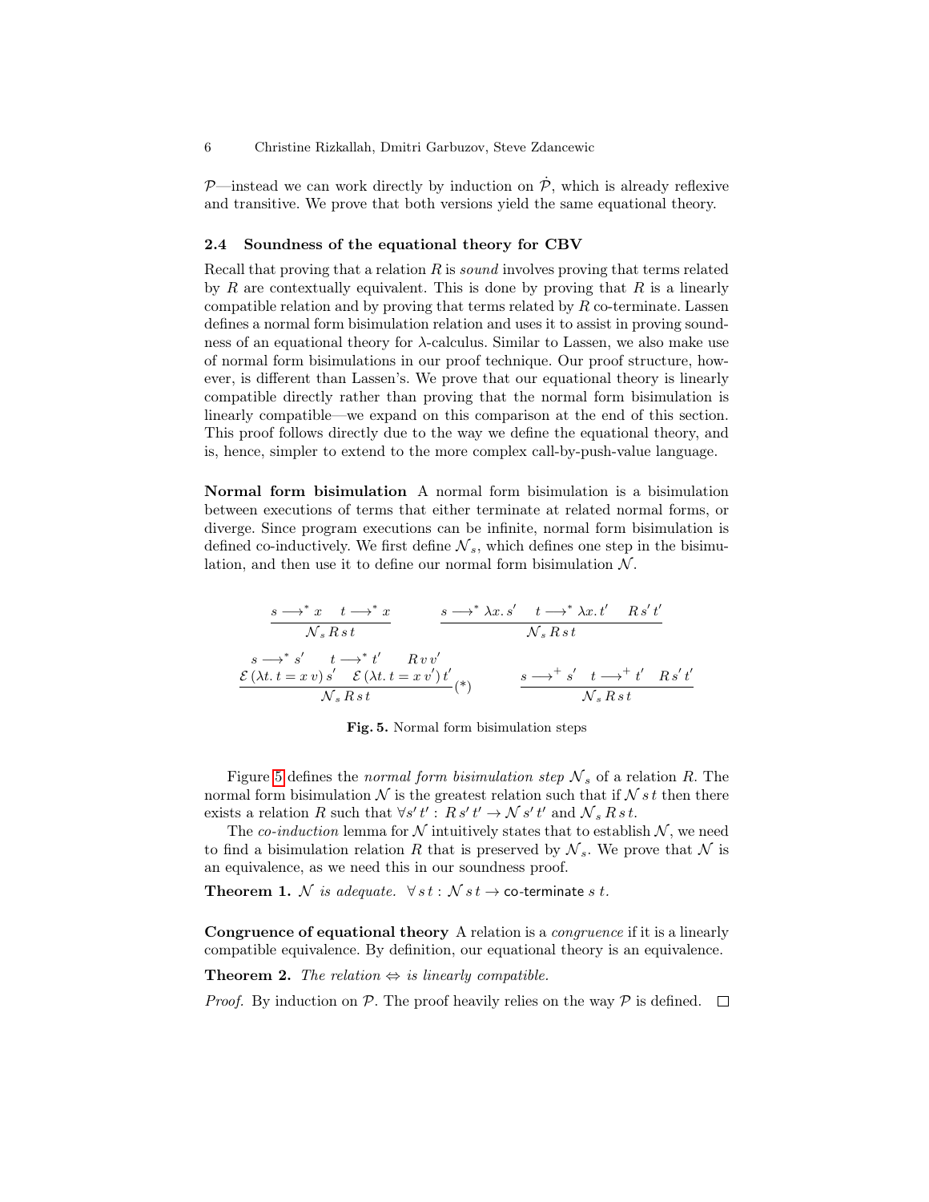$\mathcal{P}$—instead we can work directly by induction on $\dot{\mathcal{P}}$, which is already reflexive and transitive. We prove that both versions yield the same equational theory.

### 2.4 Soundness of the equational theory for CBV

Recall that proving that a relation $R$ is *sound* involves proving that terms related by $R$ are contextually equivalent. This is done by proving that $R$ is a linearly compatible relation and by proving that terms related by $R$ co-terminate. Lassen defines a normal form bisimulation relation and uses it to assist in proving soundness of an equational theory for $\lambda$-calculus. Similar to Lassen, we also make use of normal form bisimulations in our proof technique. Our proof structure, however, is different than Lassen's. We prove that our equational theory is linearly compatible directly rather than proving that the normal form bisimulation is linearly compatible—we expand on this comparison at the end of this section. This proof follows directly due to the way we define the equational theory, and is, hence, simpler to extend to the more complex call-by-push-value language.

**Normal form bisimulation** A normal form bisimulation is a bisimulation between executions of terms that either terminate at related normal forms, or diverge. Since program executions can be infinite, normal form bisimulation is defined co-inductively. We first define $\mathcal{N}_s$, which defines one step in the bisimulation, and then use it to define our normal form bisimulation $\mathcal{N}$.

$$\frac{s \longrightarrow^* x \quad t \longrightarrow^* x}{\mathcal{N}_s\, R\, s\, t} \qquad \frac{s \longrightarrow^* \lambda x.\, s' \quad t \longrightarrow^* \lambda x.\, t' \quad R\, s'\, t'}{\mathcal{N}_s\, R\, s\, t}$$

$$\frac{\begin{array}{c} s \longrightarrow^* s' \quad t \longrightarrow^* t' \quad R\, v\, v' \\ \mathcal{E}\,(\lambda t.\, t = x\, v)\, s' \quad \mathcal{E}\,(\lambda t.\, t = x\, v')\, t' \end{array}}{\mathcal{N}_s\, R\, s\, t}(*) \qquad \frac{s \longrightarrow^+ s' \quad t \longrightarrow^+ t' \quad R\, s'\, t'}{\mathcal{N}_s\, R\, s\, t}$$

**Fig. 5.** Normal form bisimulation steps

Figure 5 defines the *normal form bisimulation step* $\mathcal{N}_s$ of a relation $R$. The normal form bisimulation $\mathcal{N}$ is the greatest relation such that if $\mathcal{N}\, s\, t$ then there exists a relation $R$ such that $\forall s'\, t' :\, R\, s'\, t' \rightarrow \mathcal{N}\, s'\, t'$ and $\mathcal{N}_s\, R\, s\, t$.

The *co-induction* lemma for $\mathcal{N}$ intuitively states that to establish $\mathcal{N}$, we need to find a bisimulation relation $R$ that is preserved by $\mathcal{N}_s$. We prove that $\mathcal{N}$ is an equivalence, as we need this in our soundness proof.

**Theorem 1.** *$\mathcal{N}$ is adequate.* $\forall s\, t : \mathcal{N}\, s\, t \rightarrow \mathsf{co\text{-}terminate}\; s\; t.$

**Congruence of equational theory** A relation is a *congruence* if it is a linearly compatible equivalence. By definition, our equational theory is an equivalence.

**Theorem 2.** *The relation $\Leftrightarrow$ is linearly compatible.*

*Proof.* By induction on $\mathcal{P}$. The proof heavily relies on the way $\mathcal{P}$ is defined. $\square$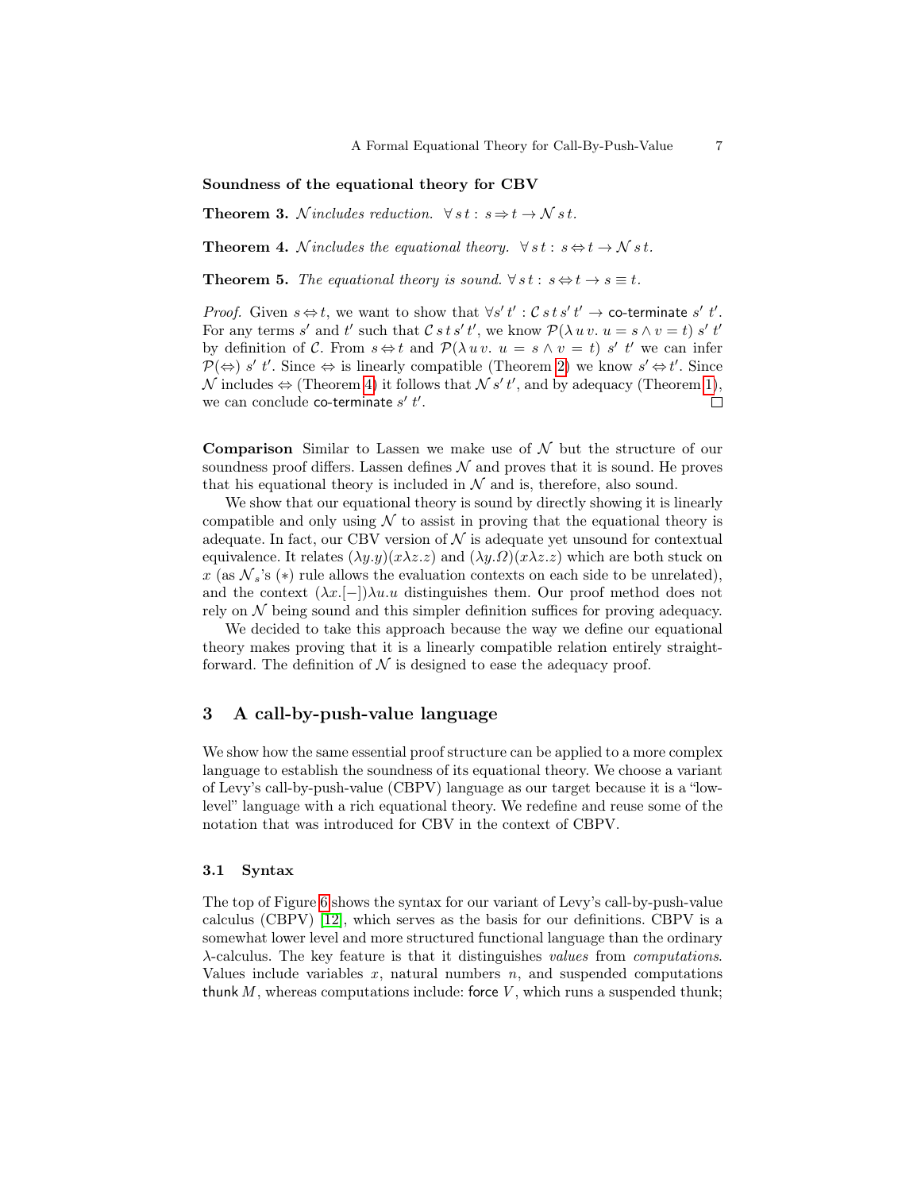**Soundness of the equational theory for CBV**

**Theorem 3.** *$\mathcal{N}$ includes reduction.* $\forall\, s\, t : s \Rightarrow t \rightarrow \mathcal{N}\, s\, t.$

**Theorem 4.** *$\mathcal{N}$ includes the equational theory.* $\forall\, s\, t : s \Leftrightarrow t \rightarrow \mathcal{N}\, s\, t.$

**Theorem 5.** *The equational theory is sound.* $\forall\, s\, t : s \Leftrightarrow t \rightarrow s \equiv t.$

*Proof.* Given $s \Leftrightarrow t$, we want to show that $\forall s'\, t' : \mathcal{C}\, s\, t\, s'\, t' \rightarrow \textsf{co-terminate}\; s'\; t'$. For any terms $s'$ and $t'$ such that $\mathcal{C}\, s\, t\, s'\, t'$, we know $\mathcal{P}(\lambda\, u\, v.\; u = s \wedge v = t)\; s'\; t'$ by definition of $\mathcal{C}$. From $s \Leftrightarrow t$ and $\mathcal{P}(\lambda\, u\, v.\; u = s \wedge v = t)\; s'\; t'$ we can infer $\mathcal{P}(\Leftrightarrow)\; s'\; t'$. Since $\Leftrightarrow$ is linearly compatible (Theorem 2) we know $s' \Leftrightarrow t'$. Since $\mathcal{N}$ includes $\Leftrightarrow$ (Theorem 4) it follows that $\mathcal{N}\, s'\, t'$, and by adequacy (Theorem 1), we can conclude $\textsf{co-terminate}\; s'\; t'$. $\square$

**Comparison** Similar to Lassen we make use of $\mathcal{N}$ but the structure of our soundness proof differs. Lassen defines $\mathcal{N}$ and proves that it is sound. He proves that his equational theory is included in $\mathcal{N}$ and is, therefore, also sound.

We show that our equational theory is sound by directly showing it is linearly compatible and only using $\mathcal{N}$ to assist in proving that the equational theory is adequate. In fact, our CBV version of $\mathcal{N}$ is adequate yet unsound for contextual equivalence. It relates $(\lambda y.y)(x\lambda z.z)$ and $(\lambda y.\Omega)(x\lambda z.z)$ which are both stuck on $x$ (as $\mathcal{N}_s$'s $(*)$ rule allows the evaluation contexts on each side to be unrelated), and the context $(\lambda x.[-])\lambda u.u$ distinguishes them. Our proof method does not rely on $\mathcal{N}$ being sound and this simpler definition suffices for proving adequacy.

We decided to take this approach because the way we define our equational theory makes proving that it is a linearly compatible relation entirely straightforward. The definition of $\mathcal{N}$ is designed to ease the adequacy proof.

## 3 A call-by-push-value language

We show how the same essential proof structure can be applied to a more complex language to establish the soundness of its equational theory. We choose a variant of Levy's call-by-push-value (CBPV) language as our target because it is a "low-level" language with a rich equational theory. We redefine and reuse some of the notation that was introduced for CBV in the context of CBPV.

### 3.1 Syntax

The top of Figure 6 shows the syntax for our variant of Levy's call-by-push-value calculus (CBPV) [12], which serves as the basis for our definitions. CBPV is a somewhat lower level and more structured functional language than the ordinary $\lambda$-calculus. The key feature is that it distinguishes *values* from *computations*. Values include variables $x$, natural numbers $n$, and suspended computations $\textsf{thunk}\, M$, whereas computations include: $\textsf{force}\; V$, which runs a suspended thunk;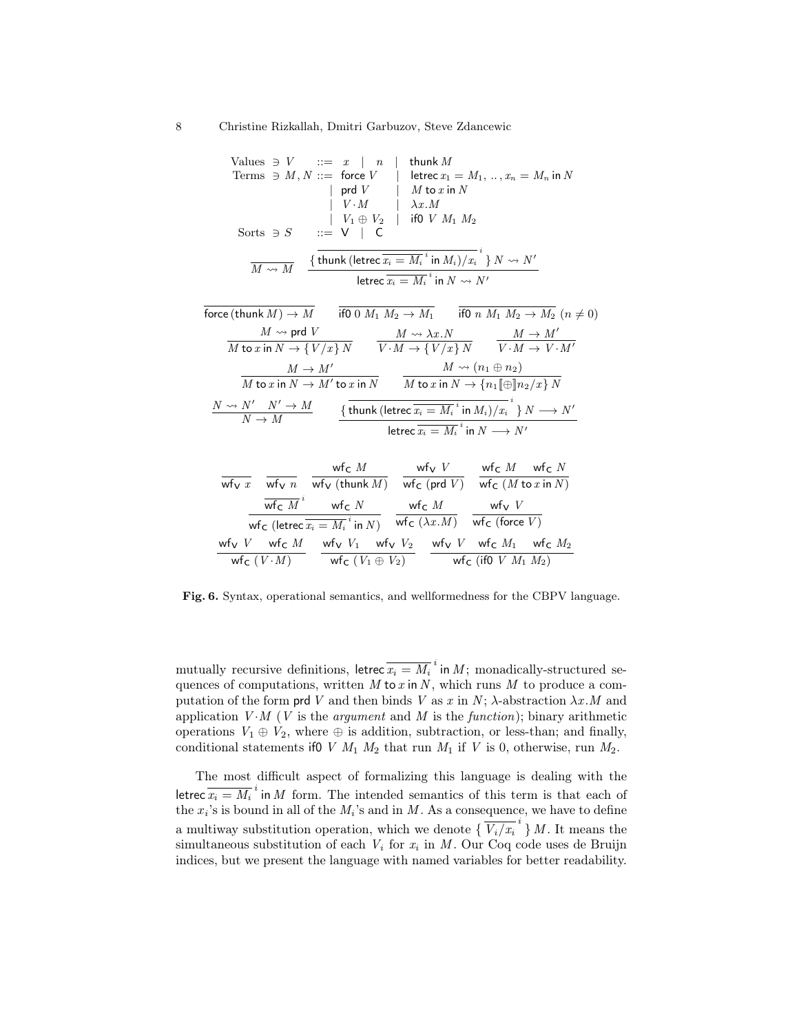$$
\begin{array}{lcl}
\text{Values} \ni V & ::= & x \mid n \mid \mathsf{thunk}\, M \\
\text{Terms} \ni M, N & ::= & \mathsf{force}\, V \mid \mathsf{letrec}\, x_1 = M_1, \,..\,, x_n = M_n \,\mathsf{in}\, N \\
 & \mid & \mathsf{prd}\, V \mid M \,\mathsf{to}\, x \,\mathsf{in}\, N \\
 & \mid & V \cdot M \mid \lambda x.M \\
 & \mid & V_1 \oplus V_2 \mid \mathsf{if0}\ V\ M_1\ M_2 \\
\text{Sorts} \ni S & ::= & \mathsf{V} \mid \mathsf{C}
\end{array}
$$

$$
\frac{}{M \rightsquigarrow M} \qquad \frac{\{\, \overline{\mathsf{thunk}\,(\mathsf{letrec}\, \overline{x_i = M_i}^{\,i} \,\mathsf{in}\, M_i)/x_i}^{\,i} \,\}\, N \rightsquigarrow N'}{\mathsf{letrec}\, \overline{x_i = M_i}^{\,i} \,\mathsf{in}\, N \rightsquigarrow N'}
$$

$$
\frac{}{\mathsf{force}\,(\mathsf{thunk}\, M) \to M} \qquad \frac{}{\mathsf{if0}\ 0\ M_1\ M_2 \to M_1} \qquad \frac{}{\mathsf{if0}\ n\ M_1\ M_2 \to M_2}\ (n \neq 0)
$$

$$
\frac{M \rightsquigarrow \mathsf{prd}\, V}{M \,\mathsf{to}\, x \,\mathsf{in}\, N \to \{\, V/x \,\}\, N} \qquad \frac{M \rightsquigarrow \lambda x.N}{V \cdot M \to \{\, V/x \,\}\, N} \qquad \frac{M \to M'}{V \cdot M \to V \cdot M'}
$$

$$
\frac{M \to M'}{M \,\mathsf{to}\, x \,\mathsf{in}\, N \to M' \,\mathsf{to}\, x \,\mathsf{in}\, N} \qquad \frac{M \rightsquigarrow (n_1 \oplus n_2)}{M \,\mathsf{to}\, x \,\mathsf{in}\, N \to \{ n_1 [\![\oplus]\!] n_2 / x \}\, N}
$$

$$
\frac{N \rightsquigarrow N' \quad N' \to M}{N \to M} \qquad \frac{\{\, \overline{\mathsf{thunk}\,(\mathsf{letrec}\, \overline{x_i = M_i}^{\,i} \,\mathsf{in}\, M_i)/x_i}^{\,i} \,\}\, N \longrightarrow N'}{\mathsf{letrec}\, \overline{x_i = M_i}^{\,i} \,\mathsf{in}\, N \longrightarrow N'}
$$

$$
\frac{}{\mathsf{wf_V}\ x} \qquad \frac{}{\mathsf{wf_V}\ n} \qquad \frac{\mathsf{wf_C}\ M}{\mathsf{wf_V}\ (\mathsf{thunk}\, M)} \qquad \frac{\mathsf{wf_V}\ V}{\mathsf{wf_C}\ (\mathsf{prd}\, V)} \qquad \frac{\mathsf{wf_C}\ M \quad \mathsf{wf_C}\ N}{\mathsf{wf_C}\ (M \,\mathsf{to}\, x \,\mathsf{in}\, N)}
$$

$$
\frac{\overline{\mathsf{wf_C}\ M}^{\,i} \quad \mathsf{wf_C}\ N}{\mathsf{wf_C}\ (\mathsf{letrec}\, \overline{x_i = M_i}^{\,i} \,\mathsf{in}\, N)} \qquad \frac{\mathsf{wf_C}\ M}{\mathsf{wf_C}\ (\lambda x.M)} \qquad \frac{\mathsf{wf_V}\ V}{\mathsf{wf_C}\ (\mathsf{force}\ V)}
$$

$$
\frac{\mathsf{wf_V}\ V \quad \mathsf{wf_C}\ M}{\mathsf{wf_C}\ (V \cdot M)} \qquad \frac{\mathsf{wf_V}\ V_1 \quad \mathsf{wf_V}\ V_2}{\mathsf{wf_C}\ (V_1 \oplus V_2)} \qquad \frac{\mathsf{wf_V}\ V \quad \mathsf{wf_C}\ M_1 \quad \mathsf{wf_C}\ M_2}{\mathsf{wf_C}\ (\mathsf{if0}\ V\ M_1\ M_2)}
$$

**Fig. 6.** Syntax, operational semantics, and wellformedness for the CBPV language.

mutually recursive definitions, $\mathsf{letrec}\, \overline{x_i = M_i}^{\,i} \,\mathsf{in}\, M$; monadically-structured sequences of computations, written $M \,\mathsf{to}\, x \,\mathsf{in}\, N$, which runs $M$ to produce a computation of the form $\mathsf{prd}\ V$ and then binds $V$ as $x$ in $N$; $\lambda$-abstraction $\lambda x.M$ and application $V \cdot M$ ($V$ is the *argument* and $M$ is the *function*); binary arithmetic operations $V_1 \oplus V_2$, where $\oplus$ is addition, subtraction, or less-than; and finally, conditional statements $\mathsf{if0}\ V\ M_1\ M_2$ that run $M_1$ if $V$ is 0, otherwise, run $M_2$.

The most difficult aspect of formalizing this language is dealing with the $\mathsf{letrec}\, \overline{x_i = M_i}^{\,i} \,\mathsf{in}\, M$ form. The intended semantics of this term is that each of the $x_i$'s is bound in all of the $M_i$'s and in $M$. As a consequence, we have to define a multiway substitution operation, which we denote $\{\, \overline{V_i/x_i}^{\,i} \,\}\, M$. It means the simultaneous substitution of each $V_i$ for $x_i$ in $M$. Our Coq code uses de Bruijn indices, but we present the language with named variables for better readability.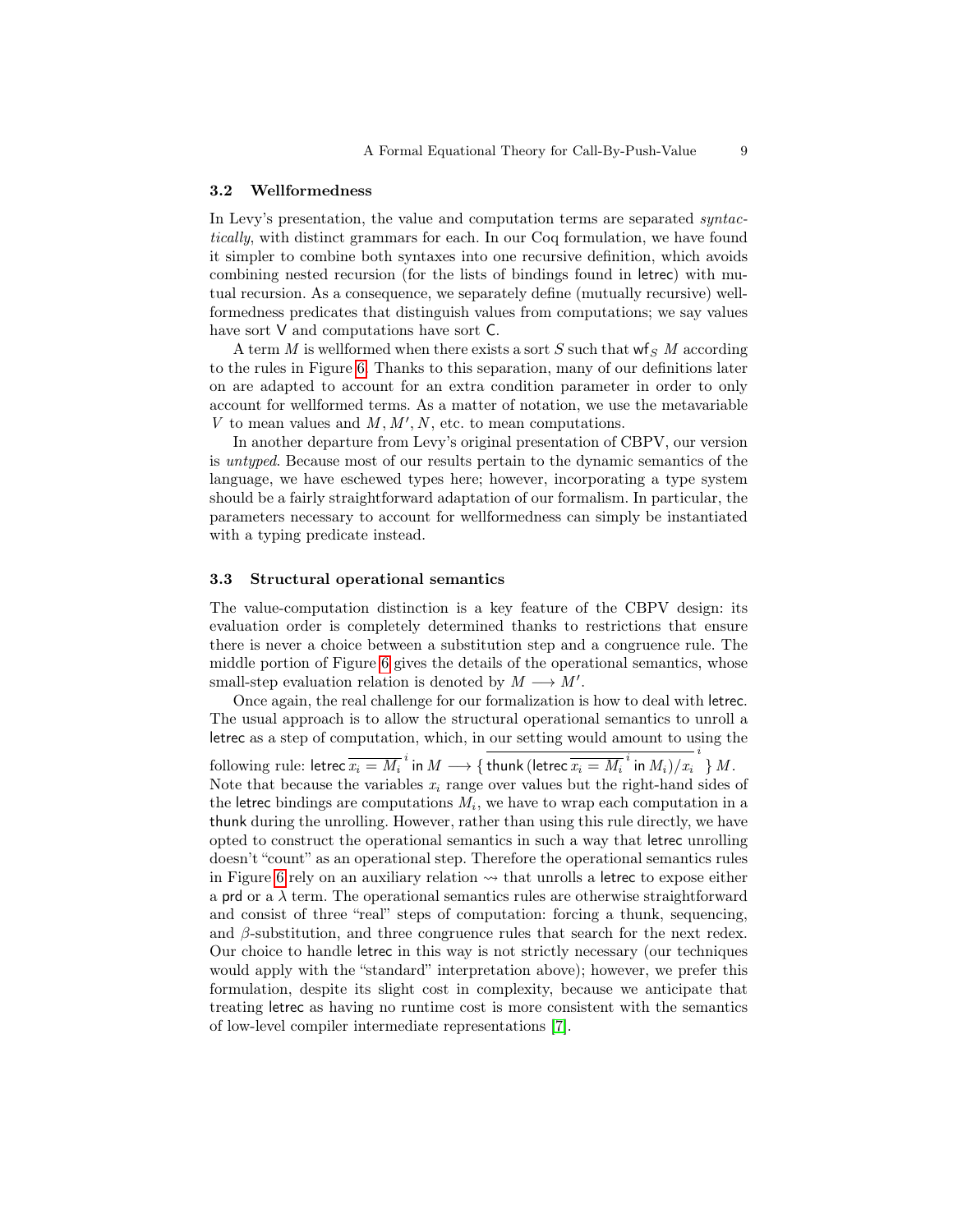### 3.2 Wellformedness

In Levy's presentation, the value and computation terms are separated *syntactically*, with distinct grammars for each. In our Coq formulation, we have found it simpler to combine both syntaxes into one recursive definition, which avoids combining nested recursion (for the lists of bindings found in $\mathsf{letrec}$) with mutual recursion. As a consequence, we separately define (mutually recursive) wellformedness predicates that distinguish values from computations; we say values have sort $\mathsf{V}$ and computations have sort $\mathsf{C}$.

A term $M$ is wellformed when there exists a sort $S$ such that $\mathsf{wf}_S\ M$ according to the rules in Figure 6. Thanks to this separation, many of our definitions later on are adapted to account for an extra condition parameter in order to only account for wellformed terms. As a matter of notation, we use the metavariable $V$ to mean values and $M, M', N$, etc. to mean computations.

In another departure from Levy's original presentation of CBPV, our version is *untyped*. Because most of our results pertain to the dynamic semantics of the language, we have eschewed types here; however, incorporating a type system should be a fairly straightforward adaptation of our formalism. In particular, the parameters necessary to account for wellformedness can simply be instantiated with a typing predicate instead.

### 3.3 Structural operational semantics

The value-computation distinction is a key feature of the CBPV design: its evaluation order is completely determined thanks to restrictions that ensure there is never a choice between a substitution step and a congruence rule. The middle portion of Figure 6 gives the details of the operational semantics, whose small-step evaluation relation is denoted by $M \longrightarrow M'$.

Once again, the real challenge for our formalization is how to deal with $\mathsf{letrec}$. The usual approach is to allow the structural operational semantics to unroll a $\mathsf{letrec}$ as a step of computation, which, in our setting would amount to using the following rule: $\mathsf{letrec}\ \overline{x_i = M_i}^{\,i}\ \mathsf{in}\ M \longrightarrow \{\,\overline{\mathsf{thunk}\,(\mathsf{letrec}\ \overline{x_i = M_i}^{\,i}\ \mathsf{in}\ M_i)/x_i}^{\,i}\,\}\,M$. Note that because the variables $x_i$ range over values but the right-hand sides of the $\mathsf{letrec}$ bindings are computations $M_i$, we have to wrap each computation in a $\mathsf{thunk}$ during the unrolling. However, rather than using this rule directly, we have opted to construct the operational semantics in such a way that $\mathsf{letrec}$ unrolling doesn't "count" as an operational step. Therefore the operational semantics rules in Figure 6 rely on an auxiliary relation $\rightsquigarrow$ that unrolls a $\mathsf{letrec}$ to expose either a $\mathsf{prd}$ or a $\lambda$ term. The operational semantics rules are otherwise straightforward and consist of three "real" steps of computation: forcing a thunk, sequencing, and $\beta$-substitution, and three congruence rules that search for the next redex. Our choice to handle $\mathsf{letrec}$ in this way is not strictly necessary (our techniques would apply with the "standard" interpretation above); however, we prefer this formulation, despite its slight cost in complexity, because we anticipate that treating $\mathsf{letrec}$ as having no runtime cost is more consistent with the semantics of low-level compiler intermediate representations [7].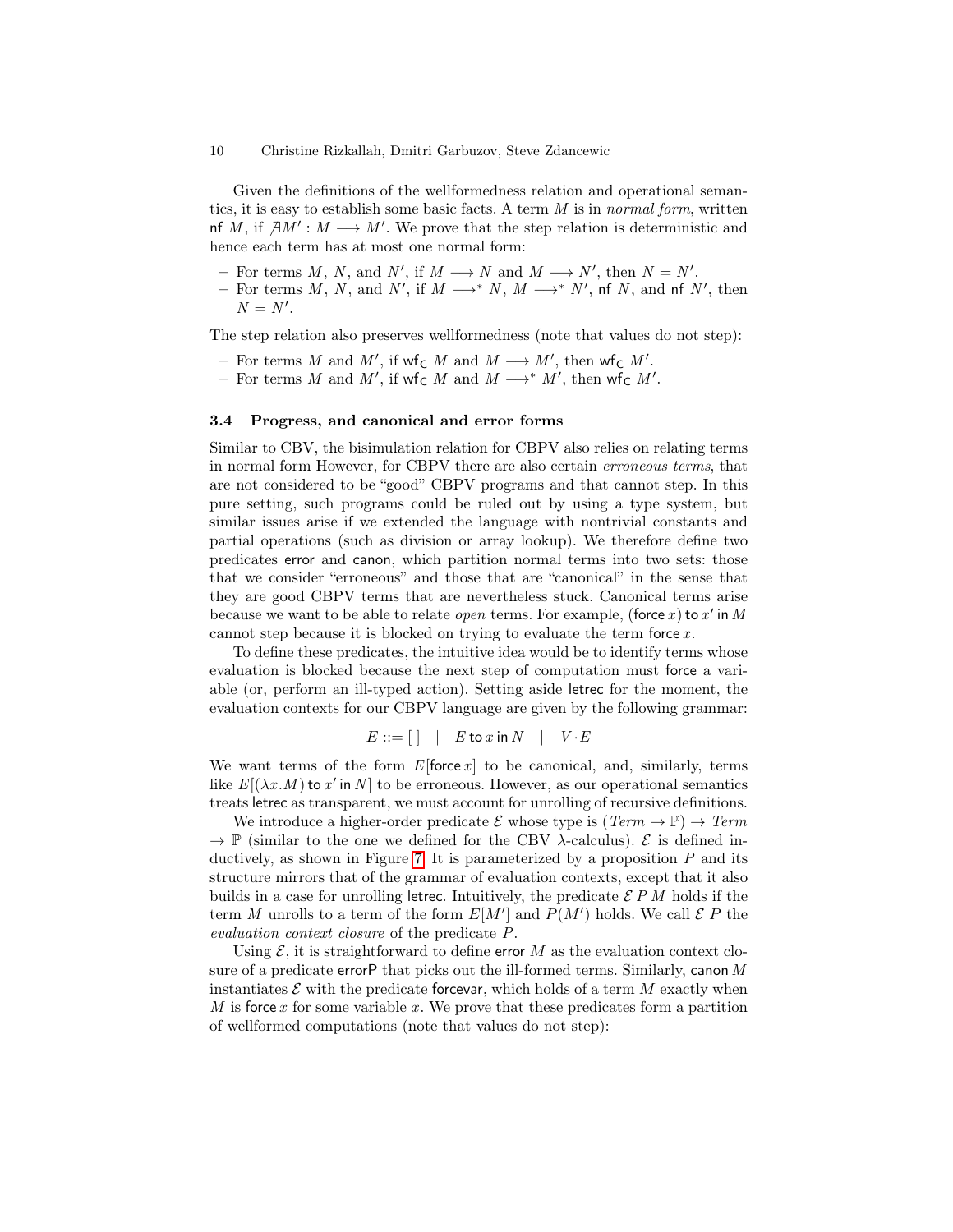Given the definitions of the wellformedness relation and operational semantics, it is easy to establish some basic facts. A term $M$ is in *normal form*, written $\mathsf{nf}\ M$, if $\nexists M' : M \longrightarrow M'$. We prove that the step relation is deterministic and hence each term has at most one normal form:

- For terms $M$, $N$, and $N'$, if $M \longrightarrow N$ and $M \longrightarrow N'$, then $N = N'$.
- For terms $M$, $N$, and $N'$, if $M \longrightarrow^* N$, $M \longrightarrow^* N'$, $\mathsf{nf}\ N$, and $\mathsf{nf}\ N'$, then $N = N'$.

The step relation also preserves wellformedness (note that values do not step):

- For terms $M$ and $M'$, if $\mathsf{wf_C}\ M$ and $M \longrightarrow M'$, then $\mathsf{wf_C}\ M'$.
- For terms $M$ and $M'$, if $\mathsf{wf_C}\ M$ and $M \longrightarrow^* M'$, then $\mathsf{wf_C}\ M'$.

### 3.4 Progress, and canonical and error forms

Similar to CBV, the bisimulation relation for CBPV also relies on relating terms in normal form However, for CBPV there are also certain *erroneous terms*, that are not considered to be "good" CBPV programs and that cannot step. In this pure setting, such programs could be ruled out by using a type system, but similar issues arise if we extended the language with nontrivial constants and partial operations (such as division or array lookup). We therefore define two predicates $\mathsf{error}$ and $\mathsf{canon}$, which partition normal terms into two sets: those that we consider "erroneous" and those that are "canonical" in the sense that they are good CBPV terms that are nevertheless stuck. Canonical terms arise because we want to be able to relate *open* terms. For example, $(\mathsf{force}\, x)\ \mathsf{to}\ x'\ \mathsf{in}\ M$ cannot step because it is blocked on trying to evaluate the term $\mathsf{force}\, x$.

To define these predicates, the intuitive idea would be to identify terms whose evaluation is blocked because the next step of computation must $\mathsf{force}$ a variable (or, perform an ill-typed action). Setting aside $\mathsf{letrec}$ for the moment, the evaluation contexts for our CBPV language are given by the following grammar:

$$E ::= [\,] \quad | \quad E\ \mathsf{to}\ x\ \mathsf{in}\ N \quad | \quad V \cdot E$$

We want terms of the form $E[\mathsf{force}\, x]$ to be canonical, and, similarly, terms like $E[(\lambda x.M)\ \mathsf{to}\ x'\ \mathsf{in}\ N]$ to be erroneous. However, as our operational semantics treats $\mathsf{letrec}$ as transparent, we must account for unrolling of recursive definitions.

We introduce a higher-order predicate $\mathcal{E}$ whose type is $(\mathit{Term} \to \mathbb{P}) \to \mathit{Term} \to \mathbb{P}$ (similar to the one we defined for the CBV $\lambda$-calculus). $\mathcal{E}$ is defined inductively, as shown in Figure 7. It is parameterized by a proposition $P$ and its structure mirrors that of the grammar of evaluation contexts, except that it also builds in a case for unrolling $\mathsf{letrec}$. Intuitively, the predicate $\mathcal{E}\ P\ M$ holds if the term $M$ unrolls to a term of the form $E[M']$ and $P(M')$ holds. We call $\mathcal{E}\ P$ the *evaluation context closure* of the predicate $P$.

Using $\mathcal{E}$, it is straightforward to define $\mathsf{error}\ M$ as the evaluation context closure of a predicate $\mathsf{errorP}$ that picks out the ill-formed terms. Similarly, $\mathsf{canon}\ M$ instantiates $\mathcal{E}$ with the predicate $\mathsf{forcevar}$, which holds of a term $M$ exactly when $M$ is $\mathsf{force}\, x$ for some variable $x$. We prove that these predicates form a partition of wellformed computations (note that values do not step):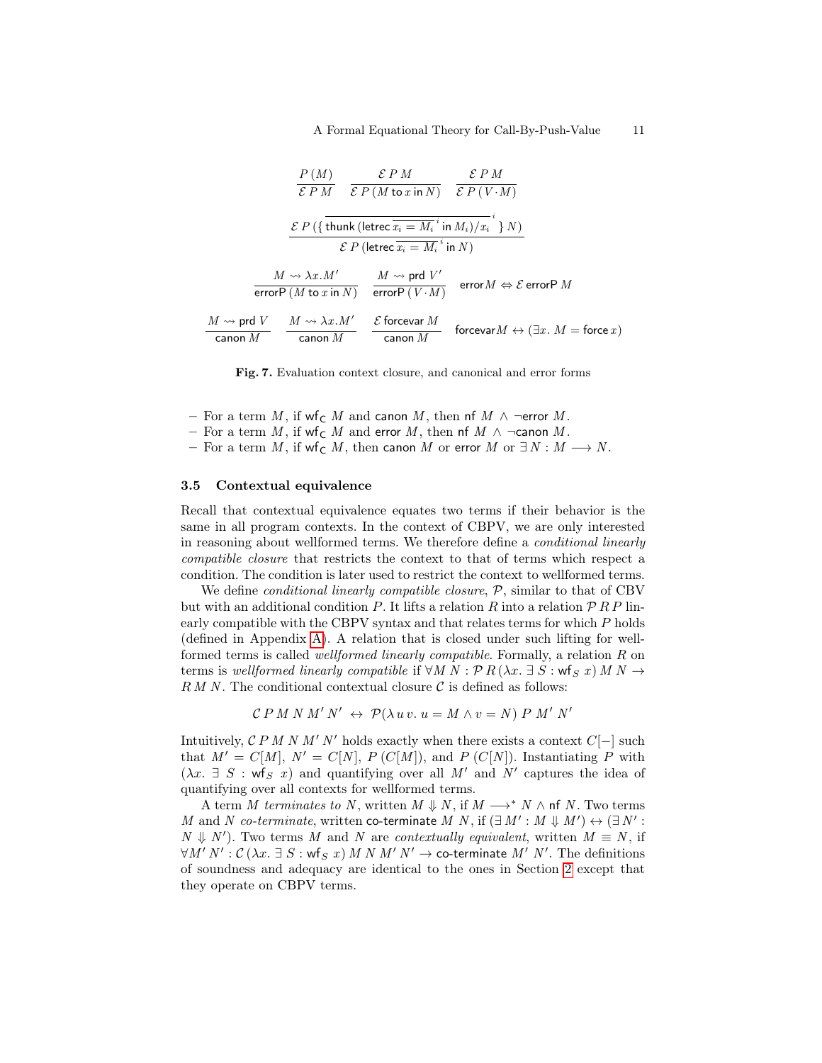$$\frac{P\,(M)}{\mathcal{E}\;P\;M} \qquad \frac{\mathcal{E}\;P\;M}{\mathcal{E}\;P\,(M\;\mathsf{to}\;x\;\mathsf{in}\;N)} \qquad \frac{\mathcal{E}\;P\;M}{\mathcal{E}\;P\,(V\cdot M)}$$

$$\frac{\mathcal{E}\;P\,(\{\,\overline{\mathsf{thunk}\,(\mathsf{letrec}\;\overline{x_i = M_i}^{\,i}\;\mathsf{in}\;M_i)/x_i}^{\,i}\,\}\,N)}{\mathcal{E}\;P\,(\mathsf{letrec}\;\overline{x_i = M_i}^{\,i}\;\mathsf{in}\;N)}$$

$$\frac{M \rightsquigarrow \lambda x.M'}{\mathsf{errorP}\,(M\;\mathsf{to}\;x\;\mathsf{in}\;N)} \qquad \frac{M \rightsquigarrow \mathsf{prd}\;V'}{\mathsf{errorP}\,(\,V\cdot M)} \qquad \mathsf{error}\,M \Leftrightarrow \mathcal{E}\;\mathsf{errorP}\;M$$

$$\frac{M \rightsquigarrow \mathsf{prd}\;V}{\mathsf{canon}\;M} \qquad \frac{M \rightsquigarrow \lambda x.M'}{\mathsf{canon}\;M} \qquad \frac{\mathcal{E}\;\mathsf{forcevar}\;M}{\mathsf{canon}\;M} \qquad \mathsf{forcevar}\,M \leftrightarrow (\exists x.\;M = \mathsf{force}\;x)$$

**Fig. 7.** Evaluation context closure, and canonical and error forms

- For a term $M$, if $\mathsf{wf}_\mathsf{C}\;M$ and $\mathsf{canon}\;M$, then $\mathsf{nf}\;M \wedge \neg\mathsf{error}\;M$.
- For a term $M$, if $\mathsf{wf}_\mathsf{C}\;M$ and $\mathsf{error}\;M$, then $\mathsf{nf}\;M \wedge \neg\mathsf{canon}\;M$.
- For a term $M$, if $\mathsf{wf}_\mathsf{C}\;M$, then $\mathsf{canon}\;M$ or $\mathsf{error}\;M$ or $\exists\,N : M \longrightarrow N$.

### 3.5 Contextual equivalence

Recall that contextual equivalence equates two terms if their behavior is the same in all program contexts. In the context of CBPV, we are only interested in reasoning about wellformed terms. We therefore define a *conditional linearly compatible closure* that restricts the context to that of terms which respect a condition. The condition is later used to restrict the context to wellformed terms.

We define *conditional linearly compatible closure*, $\mathcal{P}$, similar to that of CBV but with an additional condition $P$. It lifts a relation $R$ into a relation $\mathcal{P}\;R\;P$ linearly compatible with the CBPV syntax and that relates terms for which $P$ holds (defined in Appendix A). A relation that is closed under such lifting for wellformed terms is called *wellformed linearly compatible*. Formally, a relation $R$ on terms is *wellformed linearly compatible* if $\forall M\;N : \mathcal{P}\;R\,(\lambda x.\;\exists\;S : \mathsf{wf}_S\;x)\;M\;N \rightarrow R\;M\;N$. The conditional contextual closure $\mathcal{C}$ is defined as follows:

$$\mathcal{C}\;P\;M\;N\;M'\;N' \;\leftrightarrow\; \mathcal{P}(\lambda\,u\,v.\;u = M \wedge v = N)\;P\;M'\;N'$$

Intuitively, $\mathcal{C}\;P\;M\;N\;M'\;N'$ holds exactly when there exists a context $C[-]$ such that $M' = C[M]$, $N' = C[N]$, $P\;(C[M])$, and $P\;(C[N])$. Instantiating $P$ with $(\lambda x.\;\exists\;S : \mathsf{wf}_S\;x)$ and quantifying over all $M'$ and $N'$ captures the idea of quantifying over all contexts for wellformed terms.

A term $M$ *terminates to* $N$, written $M \Downarrow N$, if $M \longrightarrow^* N \wedge \mathsf{nf}\;N$. Two terms $M$ and $N$ *co-terminate*, written $\mathsf{co\text{-}terminate}\;M\;N$, if $(\exists\,M' : M \Downarrow M') \leftrightarrow (\exists\,N' : N \Downarrow N')$. Two terms $M$ and $N$ are *contextually equivalent*, written $M \equiv N$, if $\forall M'\;N' : \mathcal{C}\,(\lambda x.\;\exists\;S : \mathsf{wf}_S\;x)\;M\;N\;M'\;N' \rightarrow \mathsf{co\text{-}terminate}\;M'\;N'$. The definitions of soundness and adequacy are identical to the ones in Section 2 except that they operate on CBPV terms.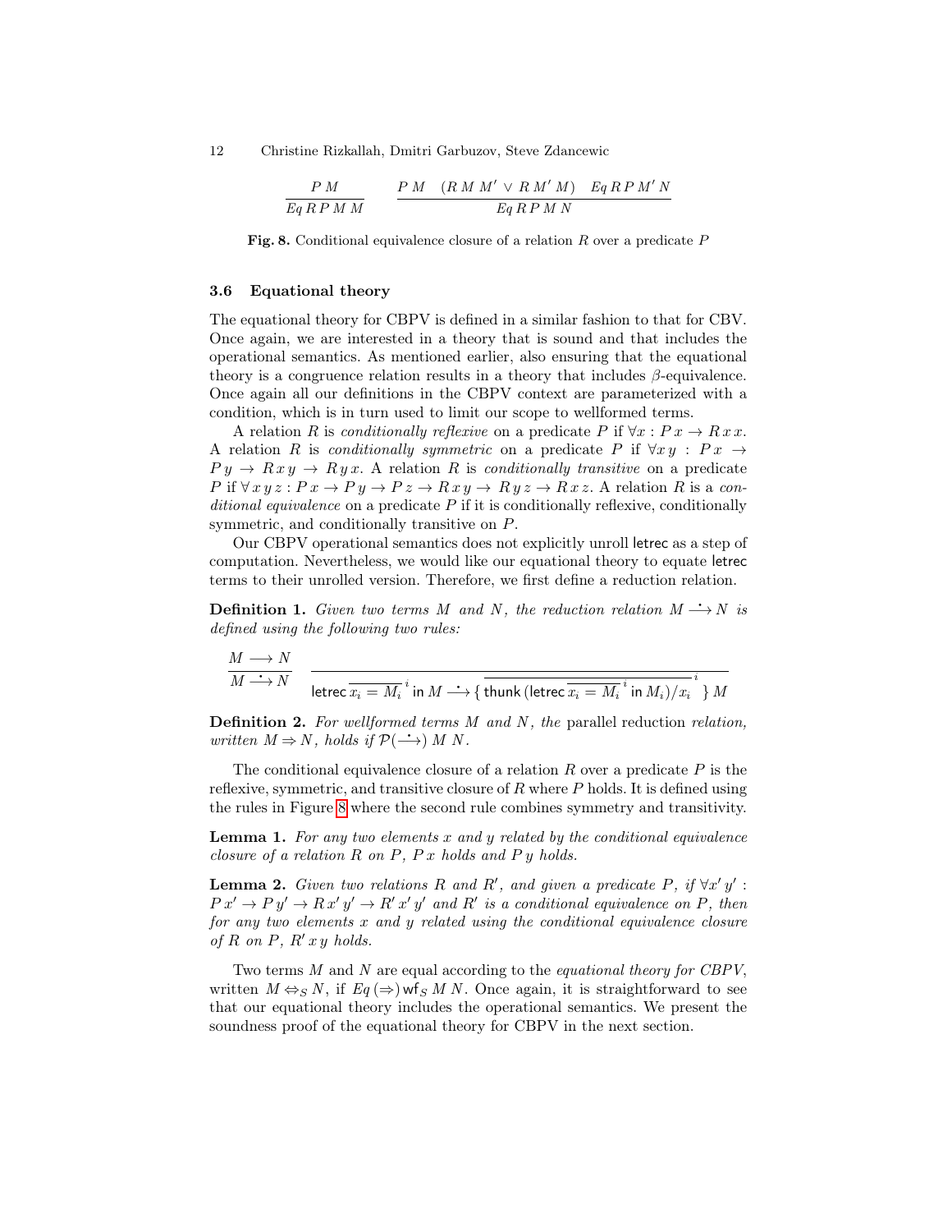$$\frac{P\,M}{Eq\,R\,P\,M\,M} \qquad \frac{P\,M \quad (R\,M\,M' \vee R\,M'\,M) \quad Eq\,R\,P\,M'\,N}{Eq\,R\,P\,M\,N}$$

**Fig. 8.** Conditional equivalence closure of a relation $R$ over a predicate $P$

### 3.6 Equational theory

The equational theory for CBPV is defined in a similar fashion to that for CBV. Once again, we are interested in a theory that is sound and that includes the operational semantics. As mentioned earlier, also ensuring that the equational theory is a congruence relation results in a theory that includes $\beta$-equivalence. Once again all our definitions in the CBPV context are parameterized with a condition, which is in turn used to limit our scope to wellformed terms.

A relation $R$ is *conditionally reflexive* on a predicate $P$ if $\forall x : P\,x \to R\,x\,x$. A relation $R$ is *conditionally symmetric* on a predicate $P$ if $\forall x\,y : P\,x \to P\,y \to R\,x\,y \to R\,y\,x$. A relation $R$ is *conditionally transitive* on a predicate $P$ if $\forall\,x\,y\,z : P\,x \to P\,y \to P\,z \to R\,x\,y \to R\,y\,z \to R\,x\,z$. A relation $R$ is a *conditional equivalence* on a predicate $P$ if it is conditionally reflexive, conditionally symmetric, and conditionally transitive on $P$.

Our CBPV operational semantics does not explicitly unroll letrec as a step of computation. Nevertheless, we would like our equational theory to equate letrec terms to their unrolled version. Therefore, we first define a reduction relation.

**Definition 1.** *Given two terms $M$ and $N$, the reduction relation $M \overset{\bullet}{\longrightarrow} N$ is defined using the following two rules:*

$$\frac{M \longrightarrow N}{M \overset{\bullet}{\longrightarrow} N} \qquad \frac{}{\mathsf{letrec}\ \overline{x_i = M_i}^{\,i}\ \mathsf{in}\ M \overset{\bullet}{\longrightarrow} \{\,\overline{\mathsf{thunk}\,(\mathsf{letrec}\ \overline{x_i = M_i}^{\,i}\ \mathsf{in}\ M_i)/x_i}^{\,i}\,\}\,M}$$

**Definition 2.** *For wellformed terms $M$ and $N$, the* parallel reduction *relation, written $M \Rightarrow N$, holds if $\mathcal{P}(\overset{\bullet}{\longrightarrow})\ M\ N$.*

The conditional equivalence closure of a relation $R$ over a predicate $P$ is the reflexive, symmetric, and transitive closure of $R$ where $P$ holds. It is defined using the rules in Figure 8 where the second rule combines symmetry and transitivity.

**Lemma 1.** *For any two elements $x$ and $y$ related by the conditional equivalence closure of a relation $R$ on $P$, $P\,x$ holds and $P\,y$ holds.*

**Lemma 2.** *Given two relations $R$ and $R'$, and given a predicate $P$, if $\forall x'\,y' : P\,x' \to P\,y' \to R\,x'\,y' \to R'\,x'\,y'$ and $R'$ is a conditional equivalence on $P$, then for any two elements $x$ and $y$ related using the conditional equivalence closure of $R$ on $P$, $R'\,x\,y$ holds.*

Two terms $M$ and $N$ are equal according to the *equational theory for CBPV*, written $M \Leftrightarrow_S N$, if $Eq\,(\Rightarrow)\,\mathsf{wf}_S\,M\,N$. Once again, it is straightforward to see that our equational theory includes the operational semantics. We present the soundness proof of the equational theory for CBPV in the next section.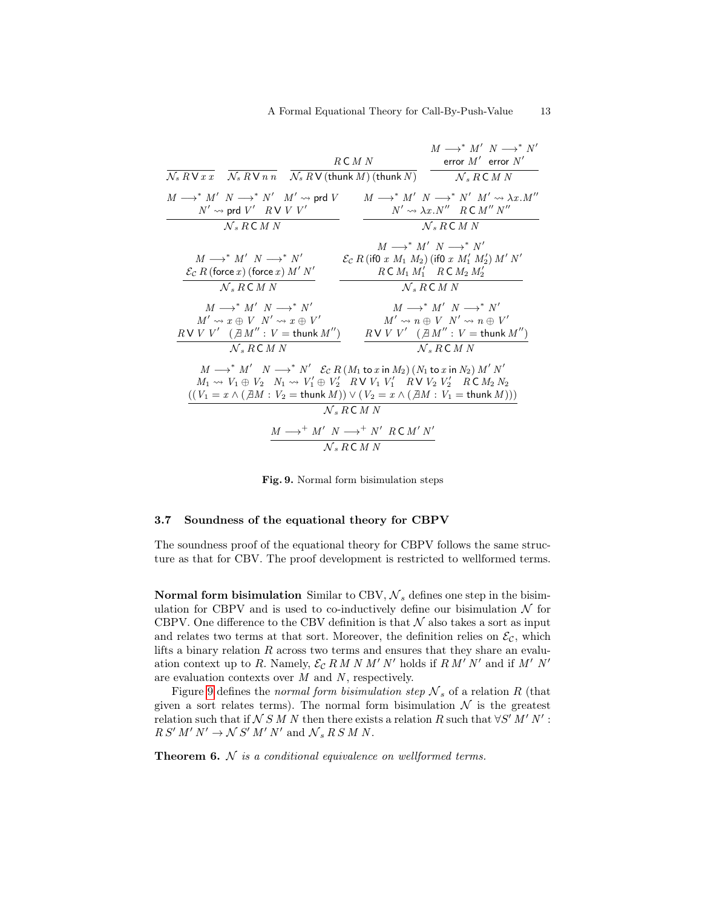$$\frac{}{\mathcal{N}_s\, R\, \mathsf{V}\, x\, x} \quad \frac{}{\mathcal{N}_s\, R\, \mathsf{V}\, n\, n} \quad \frac{R\, \mathsf{C}\, M\, N}{\mathcal{N}_s\, R\, \mathsf{V}\, (\mathsf{thunk}\, M)\, (\mathsf{thunk}\, N)} \quad \frac{M \longrightarrow^* M' \;\; N \longrightarrow^* N' \quad \mathsf{error}\, M' \;\; \mathsf{error}\, N'}{\mathcal{N}_s\, R\, \mathsf{C}\, M\, N}$$

$$\frac{M \longrightarrow^* M' \;\; N \longrightarrow^* N' \;\; M' \rightsquigarrow \mathsf{prd}\, V \quad N' \rightsquigarrow \mathsf{prd}\, V' \;\; R\, \mathsf{V}\, V\, V'}{\mathcal{N}_s\, R\, \mathsf{C}\, M\, N} \quad \frac{M \longrightarrow^* M' \;\; N \longrightarrow^* N' \;\; M' \rightsquigarrow \lambda x.M'' \quad N' \rightsquigarrow \lambda x.N'' \;\; R\, \mathsf{C}\, M''\, N''}{\mathcal{N}_s\, R\, \mathsf{C}\, M\, N}$$

$$\frac{M \longrightarrow^* M' \;\; N \longrightarrow^* N' \quad \mathcal{E}_{\mathcal{C}}\, R\, (\mathsf{force}\, x)\, (\mathsf{force}\, x)\, M'\, N'}{\mathcal{N}_s\, R\, \mathsf{C}\, M\, N} \quad \frac{M \longrightarrow^* M' \;\; N \longrightarrow^* N' \quad \mathcal{E}_{\mathcal{C}}\, R\, (\mathsf{if0}\; x\; M_1\; M_2)\, (\mathsf{if0}\; x\; M_1'\; M_2')\, M'\, N' \quad R\, \mathsf{C}\, M_1\, M_1' \;\; R\, \mathsf{C}\, M_2\, M_2'}{\mathcal{N}_s\, R\, \mathsf{C}\, M\, N}$$

$$\frac{M \longrightarrow^* M' \;\; N \longrightarrow^* N' \quad M' \rightsquigarrow x \oplus V \;\; N' \rightsquigarrow x \oplus V' \quad R\, \mathsf{V}\, V\, V' \;\; (\nexists M'' : V = \mathsf{thunk}\, M'')}{\mathcal{N}_s\, R\, \mathsf{C}\, M\, N} \quad \frac{M \longrightarrow^* M' \;\; N \longrightarrow^* N' \quad M' \rightsquigarrow n \oplus V \;\; N' \rightsquigarrow n \oplus V' \quad R\, \mathsf{V}\, V\, V' \;\; (\nexists M'' : V = \mathsf{thunk}\, M'')}{\mathcal{N}_s\, R\, \mathsf{C}\, M\, N}$$

$$\frac{\begin{array}{c} M \longrightarrow^* M' \quad N \longrightarrow^* N' \quad \mathcal{E}_{\mathcal{C}}\, R\, (M_1\, \mathsf{to}\, x\, \mathsf{in}\, M_2)\, (N_1\, \mathsf{to}\, x\, \mathsf{in}\, N_2)\, M'\, N' \\ M_1 \rightsquigarrow V_1 \oplus V_2 \quad N_1 \rightsquigarrow V_1' \oplus V_2' \quad R\, \mathsf{V}\, V_1\, V_1' \quad R\, \mathsf{V}\, V_2\, V_2' \quad R\, \mathsf{C}\, M_2\, N_2 \\ ((V_1 = x \wedge (\nexists M : V_2 = \mathsf{thunk}\, M)) \vee (V_2 = x \wedge (\nexists M : V_1 = \mathsf{thunk}\, M))) \end{array}}{\mathcal{N}_s\, R\, \mathsf{C}\, M\, N}$$

$$\frac{M \longrightarrow^+ M' \;\; N \longrightarrow^+ N' \;\; R\, \mathsf{C}\, M'\, N'}{\mathcal{N}_s\, R\, \mathsf{C}\, M\, N}$$

**Fig. 9.** Normal form bisimulation steps

### 3.7 Soundness of the equational theory for CBPV

The soundness proof of the equational theory for CBPV follows the same structure as that for CBV. The proof development is restricted to wellformed terms.

**Normal form bisimulation** Similar to CBV, $\mathcal{N}_s$ defines one step in the bisimulation for CBPV and is used to co-inductively define our bisimulation $\mathcal{N}$ for CBPV. One difference to the CBV definition is that $\mathcal{N}$ also takes a sort as input and relates two terms at that sort. Moreover, the definition relies on $\mathcal{E}_{\mathcal{C}}$, which lifts a binary relation $R$ across two terms and ensures that they share an evaluation context up to $R$. Namely, $\mathcal{E}_{\mathcal{C}}\; R\; M\; N\; M'\; N'$ holds if $R\; M'\; N'$ and if $M'\; N'$ are evaluation contexts over $M$ and $N$, respectively.

Figure 9 defines the *normal form bisimulation step* $\mathcal{N}_s$ of a relation $R$ (that given a sort relates terms). The normal form bisimulation $\mathcal{N}$ is the greatest relation such that if $\mathcal{N}\; S\; M\; N$ then there exists a relation $R$ such that $\forall S'\; M'\; N'$ : $R\; S'\; M'\; N' \rightarrow \mathcal{N}\; S'\; M'\; N'$ and $\mathcal{N}_s\; R\; S\; M\; N$.

**Theorem 6.** *$\mathcal{N}$ is a conditional equivalence on wellformed terms.*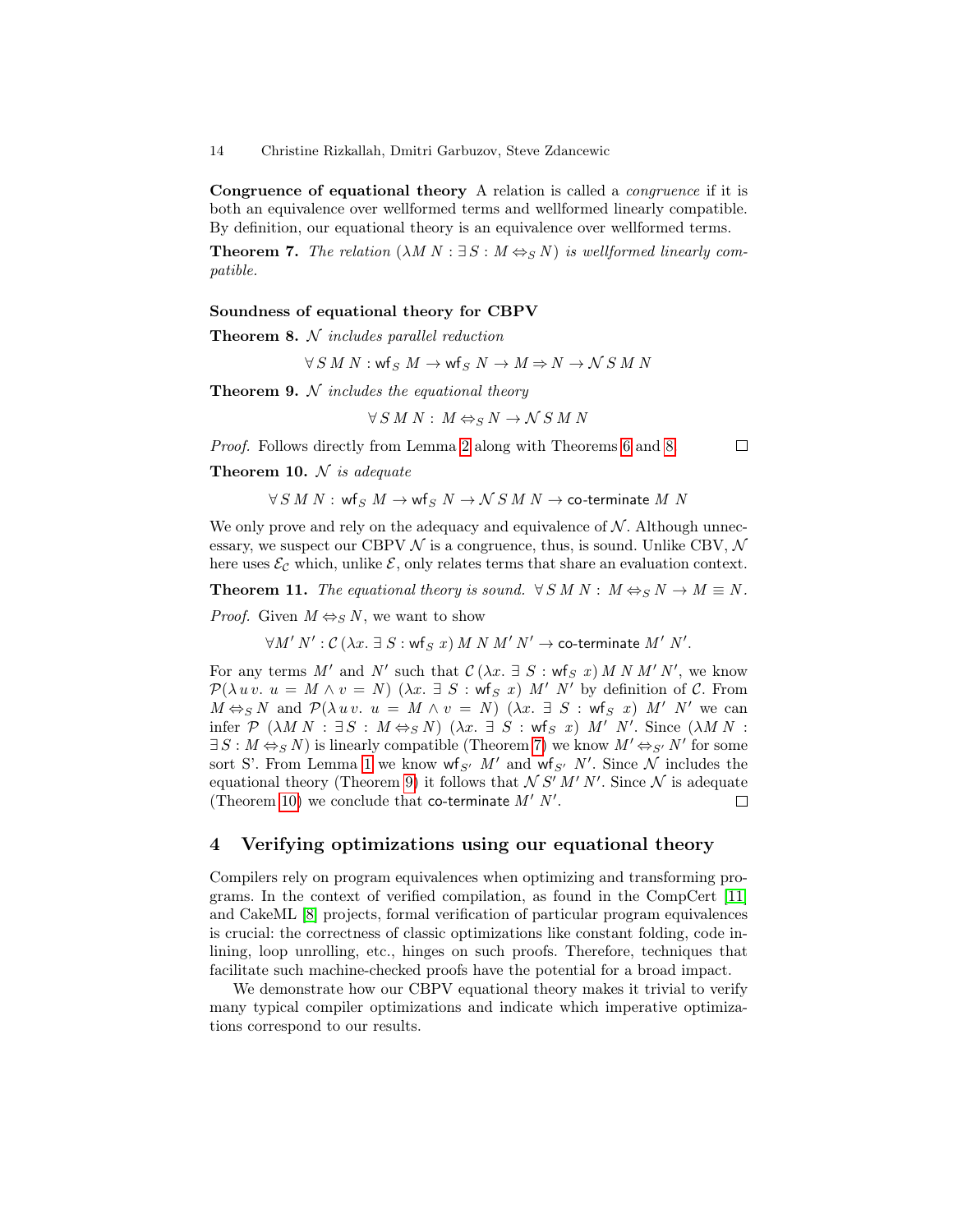**Congruence of equational theory** A relation is called a *congruence* if it is both an equivalence over wellformed terms and wellformed linearly compatible. By definition, our equational theory is an equivalence over wellformed terms.

**Theorem 7.** *The relation* $(\lambda M\ N : \exists S : M \Leftrightarrow_S N)$ *is wellformed linearly compatible.*

**Soundness of equational theory for CBPV**

**Theorem 8.** $\mathcal{N}$ *includes parallel reduction*

$$\forall\, S\ M\ N : \mathsf{wf}_S\ M \to \mathsf{wf}_S\ N \to M \Rightarrow N \to \mathcal{N}\ S\ M\ N$$

**Theorem 9.** $\mathcal{N}$ *includes the equational theory*

$$\forall\, S\ M\ N :\ M \Leftrightarrow_S N \to \mathcal{N}\ S\ M\ N$$

*Proof.* Follows directly from Lemma 2 along with Theorems 6 and 8. ◻

**Theorem 10.** $\mathcal{N}$ *is adequate*

$$\forall\, S\ M\ N :\ \mathsf{wf}_S\ M \to \mathsf{wf}_S\ N \to \mathcal{N}\ S\ M\ N \to \mathsf{co\text{-}terminate}\ M\ N$$

We only prove and rely on the adequacy and equivalence of $\mathcal{N}$. Although unnecessary, we suspect our CBPV $\mathcal{N}$ is a congruence, thus, is sound. Unlike CBV, $\mathcal{N}$ here uses $\mathcal{E}_\mathcal{C}$ which, unlike $\mathcal{E}$, only relates terms that share an evaluation context.

**Theorem 11.** *The equational theory is sound.* $\forall\, S\ M\ N :\ M \Leftrightarrow_S N \to M \equiv N$.

*Proof.* Given $M \Leftrightarrow_S N$, we want to show

$$\forall M'\ N' : \mathcal{C}\,(\lambda x.\ \exists\ S : \mathsf{wf}_S\ x)\ M\ N\ M'\ N' \to \mathsf{co\text{-}terminate}\ M'\ N'.$$

For any terms $M'$ and $N'$ such that $\mathcal{C}\,(\lambda x.\ \exists\ S : \mathsf{wf}_S\ x)\ M\ N\ M'\ N'$, we know $\mathcal{P}(\lambda\, u\, v.\ u = M \wedge v = N)\ (\lambda x.\ \exists\ S : \mathsf{wf}_S\ x)\ M'\ N'$ by definition of $\mathcal{C}$. From $M \Leftrightarrow_S N$ and $\mathcal{P}(\lambda\, u\, v.\ u = M \wedge v = N)\ (\lambda x.\ \exists\ S : \mathsf{wf}_S\ x)\ M'\ N'$ we can infer $\mathcal{P}\ (\lambda M\ N : \exists S : M \Leftrightarrow_S N)\ (\lambda x.\ \exists\ S : \mathsf{wf}_S\ x)\ M'\ N'$. Since $(\lambda M\ N : \exists S : M \Leftrightarrow_S N)$ is linearly compatible (Theorem 7) we know $M' \Leftrightarrow_{S'} N'$ for some sort S'. From Lemma 1 we know $\mathsf{wf}_{S'}\ M'$ and $\mathsf{wf}_{S'}\ N'$. Since $\mathcal{N}$ includes the equational theory (Theorem 9) it follows that $\mathcal{N}\ S'\ M'\ N'$. Since $\mathcal{N}$ is adequate (Theorem 10) we conclude that $\mathsf{co\text{-}terminate}\ M'\ N'$. ◻

## 4 Verifying optimizations using our equational theory

Compilers rely on program equivalences when optimizing and transforming programs. In the context of verified compilation, as found in the CompCert [11] and CakeML [8] projects, formal verification of particular program equivalences is crucial: the correctness of classic optimizations like constant folding, code inlining, loop unrolling, etc., hinges on such proofs. Therefore, techniques that facilitate such machine-checked proofs have the potential for a broad impact.

We demonstrate how our CBPV equational theory makes it trivial to verify many typical compiler optimizations and indicate which imperative optimizations correspond to our results.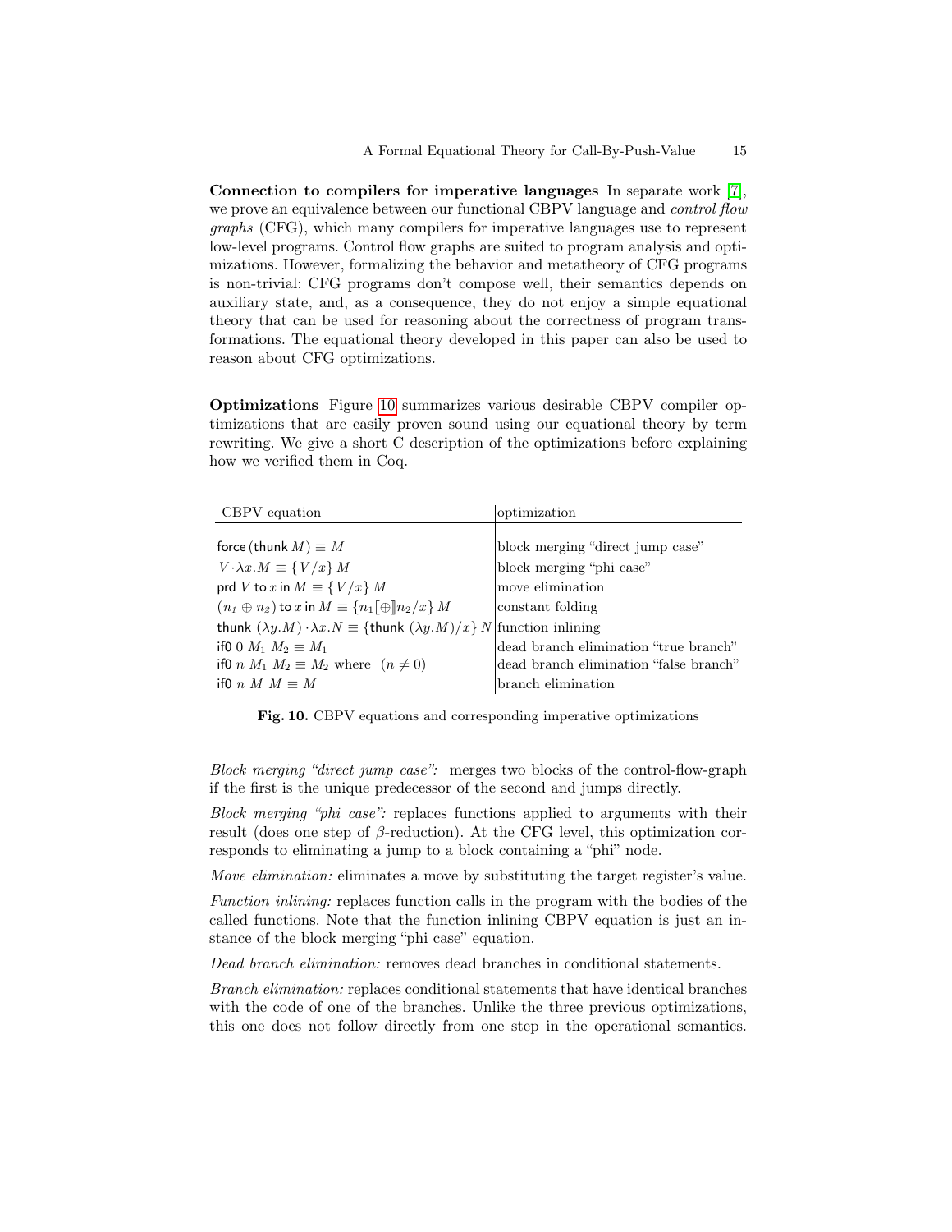**Connection to compilers for imperative languages** In separate work [7], we prove an equivalence between our functional CBPV language and *control flow graphs* (CFG), which many compilers for imperative languages use to represent low-level programs. Control flow graphs are suited to program analysis and optimizations. However, formalizing the behavior and metatheory of CFG programs is non-trivial: CFG programs don't compose well, their semantics depends on auxiliary state, and, as a consequence, they do not enjoy a simple equational theory that can be used for reasoning about the correctness of program transformations. The equational theory developed in this paper can also be used to reason about CFG optimizations.

**Optimizations** Figure 10 summarizes various desirable CBPV compiler optimizations that are easily proven sound using our equational theory by term rewriting. We give a short C description of the optimizations before explaining how we verified them in Coq.

| CBPV equation | optimization |
|---|---|
| $\mathsf{force}\,(\mathsf{thunk}\,M) \equiv M$ | block merging "direct jump case" |
| $V \cdot \lambda x.M \equiv \{\,V/x\}\,M$ | block merging "phi case" |
| $\mathsf{prd}\ V\ \mathsf{to}\ x\ \mathsf{in}\ M \equiv \{\,V/x\}\,M$ | move elimination |
| $(n_1 \oplus n_2)\ \mathsf{to}\ x\ \mathsf{in}\ M \equiv \{n_1 [\![\oplus]\!] n_2/x\}\,M$ | constant folding |
| $\mathsf{thunk}\ (\lambda y.M) \cdot \lambda x.N \equiv \{\mathsf{thunk}\ (\lambda y.M)/x\}\ N$ | function inlining |
| $\mathsf{if0}\ 0\ M_1\ M_2 \equiv M_1$ | dead branch elimination "true branch" |
| $\mathsf{if0}\ n\ M_1\ M_2 \equiv M_2$ where $(n \neq 0)$ | dead branch elimination "false branch" |
| $\mathsf{if0}\ n\ M\ M \equiv M$ | branch elimination |

**Fig. 10.** CBPV equations and corresponding imperative optimizations

*Block merging "direct jump case":* merges two blocks of the control-flow-graph if the first is the unique predecessor of the second and jumps directly.

*Block merging "phi case":* replaces functions applied to arguments with their result (does one step of $\beta$-reduction). At the CFG level, this optimization corresponds to eliminating a jump to a block containing a "phi" node.

*Move elimination:* eliminates a move by substituting the target register's value.

*Function inlining:* replaces function calls in the program with the bodies of the called functions. Note that the function inlining CBPV equation is just an instance of the block merging "phi case" equation.

*Dead branch elimination:* removes dead branches in conditional statements.

*Branch elimination:* replaces conditional statements that have identical branches with the code of one of the branches. Unlike the three previous optimizations, this one does not follow directly from one step in the operational semantics.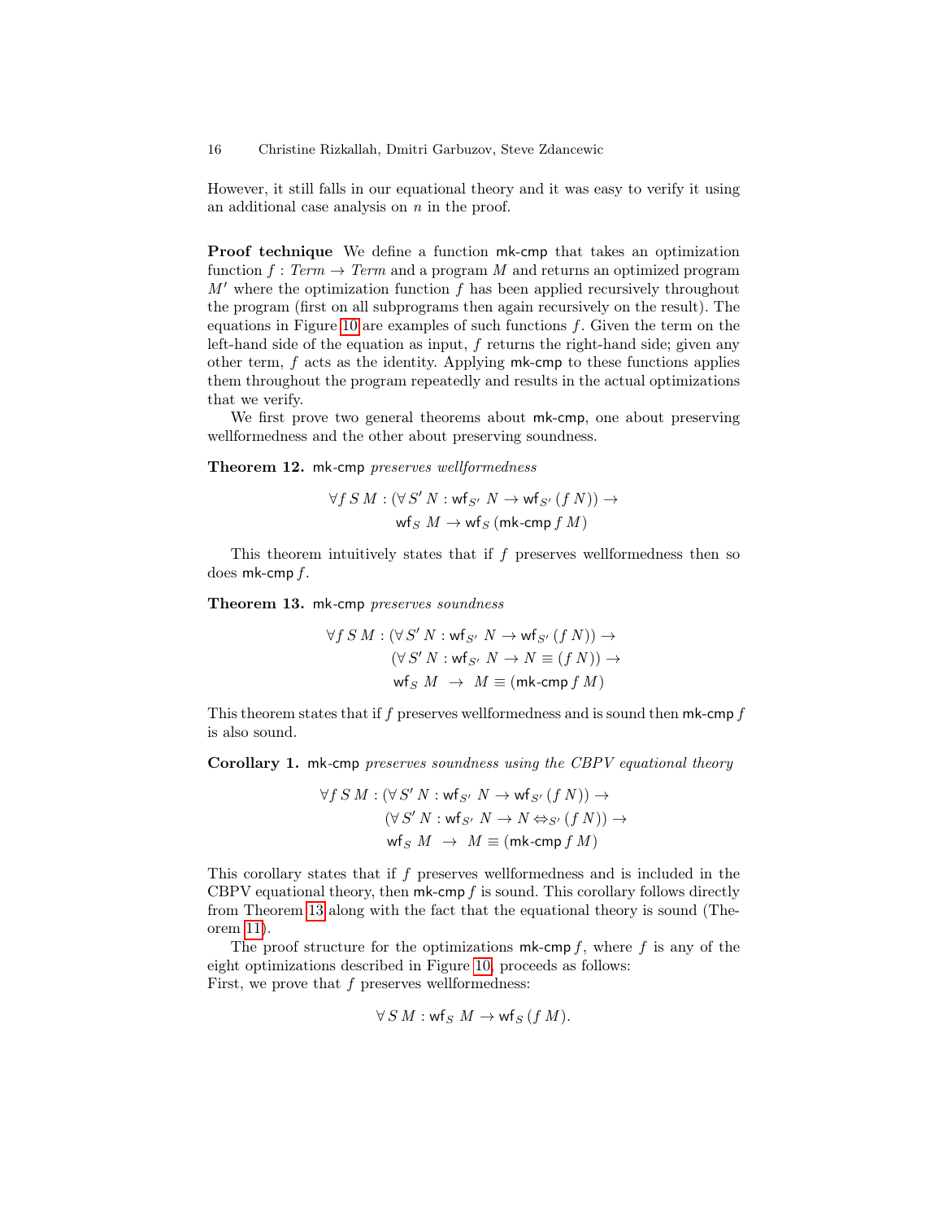However, it still falls in our equational theory and it was easy to verify it using an additional case analysis on $n$ in the proof.

**Proof technique** We define a function mk-cmp that takes an optimization function $f : Term \rightarrow Term$ and a program $M$ and returns an optimized program $M'$ where the optimization function $f$ has been applied recursively throughout the program (first on all subprograms then again recursively on the result). The equations in Figure 10 are examples of such functions $f$. Given the term on the left-hand side of the equation as input, $f$ returns the right-hand side; given any other term, $f$ acts as the identity. Applying mk-cmp to these functions applies them throughout the program repeatedly and results in the actual optimizations that we verify.

We first prove two general theorems about mk-cmp, one about preserving wellformedness and the other about preserving soundness.

**Theorem 12.** mk-cmp *preserves wellformedness*

$$\forall f\, S\, M : (\forall\, S'\, N : \mathsf{wf}_{S'}\ N \rightarrow \mathsf{wf}_{S'}\,(f\, N)) \rightarrow \\ \mathsf{wf}_S\ M \rightarrow \mathsf{wf}_S\,(\text{mk-cmp}\, f\, M)$$

This theorem intuitively states that if $f$ preserves wellformedness then so does mk-cmp $f$.

**Theorem 13.** mk-cmp *preserves soundness*

$$\forall f\, S\, M : (\forall\, S'\, N : \mathsf{wf}_{S'}\ N \rightarrow \mathsf{wf}_{S'}\,(f\, N)) \rightarrow \\ (\forall\, S'\, N : \mathsf{wf}_{S'}\ N \rightarrow N \equiv (f\, N)) \rightarrow \\ \mathsf{wf}_S\ M \ \rightarrow\ M \equiv (\text{mk-cmp}\, f\, M)$$

This theorem states that if $f$ preserves wellformedness and is sound then mk-cmp $f$ is also sound.

**Corollary 1.** mk-cmp *preserves soundness using the CBPV equational theory*

$$\forall f\, S\, M : (\forall\, S'\, N : \mathsf{wf}_{S'}\ N \rightarrow \mathsf{wf}_{S'}\,(f\, N)) \rightarrow \\ (\forall\, S'\, N : \mathsf{wf}_{S'}\ N \rightarrow N \Leftrightarrow_{S'} (f\, N)) \rightarrow \\ \mathsf{wf}_S\ M \ \rightarrow\ M \equiv (\text{mk-cmp}\, f\, M)$$

This corollary states that if $f$ preserves wellformedness and is included in the CBPV equational theory, then mk-cmp $f$ is sound. This corollary follows directly from Theorem 13 along with the fact that the equational theory is sound (Theorem 11).

The proof structure for the optimizations mk-cmp $f$, where $f$ is any of the eight optimizations described in Figure 10, proceeds as follows:
First, we prove that $f$ preserves wellformedness:

$$\forall\, S\, M : \mathsf{wf}_S\ M \rightarrow \mathsf{wf}_S\,(f\, M).$$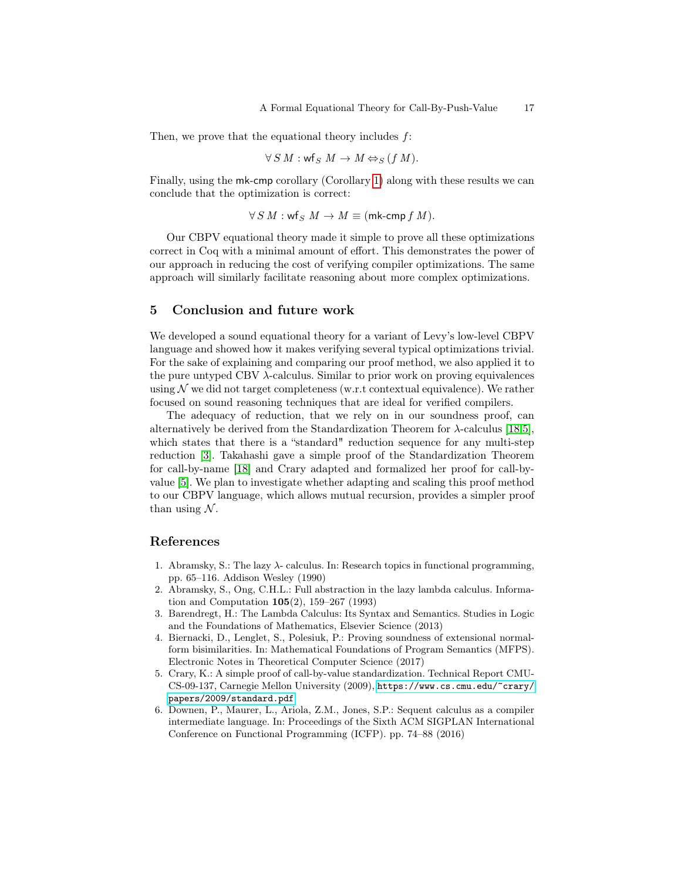Then, we prove that the equational theory includes $f$:

$$\forall\, S\, M : \mathsf{wf}_S\; M \to M \Leftrightarrow_S (f\, M).$$

Finally, using the mk-cmp corollary (Corollary 1) along with these results we can conclude that the optimization is correct:

$$\forall\, S\, M : \mathsf{wf}_S\; M \to M \equiv (\mathsf{mk\text{-}cmp}\, f\, M).$$

Our CBPV equational theory made it simple to prove all these optimizations correct in Coq with a minimal amount of effort. This demonstrates the power of our approach in reducing the cost of verifying compiler optimizations. The same approach will similarly facilitate reasoning about more complex optimizations.

## 5 Conclusion and future work

We developed a sound equational theory for a variant of Levy's low-level CBPV language and showed how it makes verifying several typical optimizations trivial. For the sake of explaining and comparing our proof method, we also applied it to the pure untyped CBV $\lambda$-calculus. Similar to prior work on proving equivalences using $\mathcal{N}$ we did not target completeness (w.r.t contextual equivalence). We rather focused on sound reasoning techniques that are ideal for verified compilers.

The adequacy of reduction, that we rely on in our soundness proof, can alternatively be derived from the Standardization Theorem for $\lambda$-calculus [18,5], which states that there is a "standard" reduction sequence for any multi-step reduction [3]. Takahashi gave a simple proof of the Standardization Theorem for call-by-name [18] and Crary adapted and formalized her proof for call-by-value [5]. We plan to investigate whether adapting and scaling this proof method to our CBPV language, which allows mutual recursion, provides a simpler proof than using $\mathcal{N}$.

## References

1. Abramsky, S.: The lazy $\lambda$- calculus. In: Research topics in functional programming, pp. 65–116. Addison Wesley (1990)
2. Abramsky, S., Ong, C.H.L.: Full abstraction in the lazy lambda calculus. Information and Computation **105**(2), 159–267 (1993)
3. Barendregt, H.: The Lambda Calculus: Its Syntax and Semantics. Studies in Logic and the Foundations of Mathematics, Elsevier Science (2013)
4. Biernacki, D., Lenglet, S., Polesiuk, P.: Proving soundness of extensional normal-form bisimilarities. In: Mathematical Foundations of Program Semantics (MFPS). Electronic Notes in Theoretical Computer Science (2017)
5. Crary, K.: A simple proof of call-by-value standardization. Technical Report CMU-CS-09-137, Carnegie Mellon University (2009), `https://www.cs.cmu.edu/~crary/papers/2009/standard.pdf`
6. Downen, P., Maurer, L., Ariola, Z.M., Jones, S.P.: Sequent calculus as a compiler intermediate language. In: Proceedings of the Sixth ACM SIGPLAN International Conference on Functional Programming (ICFP). pp. 74–88 (2016)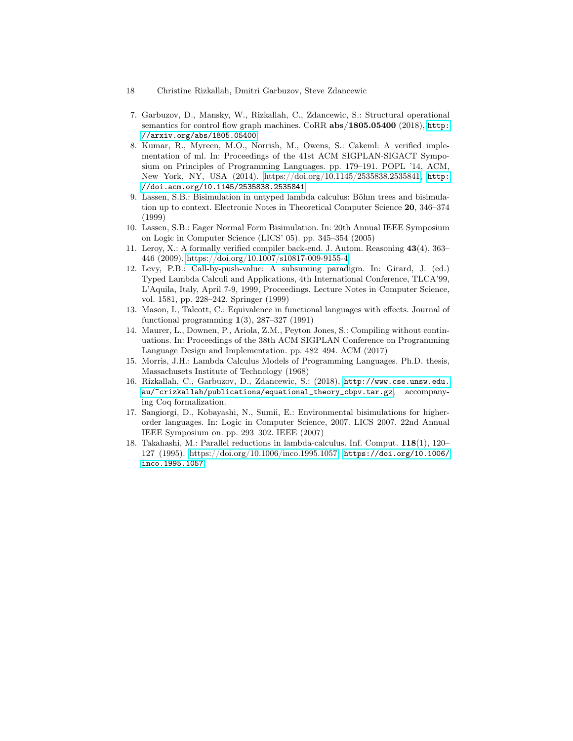7. Garbuzov, D., Mansky, W., Rizkallah, C., Zdancewic, S.: Structural operational semantics for control flow graph machines. CoRR **abs/1805.05400** (2018), http://arxiv.org/abs/1805.05400
8. Kumar, R., Myreen, M.O., Norrish, M., Owens, S.: Cakeml: A verified implementation of ml. In: Proceedings of the 41st ACM SIGPLAN-SIGACT Symposium on Principles of Programming Languages. pp. 179–191. POPL '14, ACM, New York, NY, USA (2014). https://doi.org/10.1145/2535838.2535841, http://doi.acm.org/10.1145/2535838.2535841
9. Lassen, S.B.: Bisimulation in untyped lambda calculus: Böhm trees and bisimulation up to context. Electronic Notes in Theoretical Computer Science **20**, 346–374 (1999)
10. Lassen, S.B.: Eager Normal Form Bisimulation. In: 20th Annual IEEE Symposium on Logic in Computer Science (LICS' 05). pp. 345–354 (2005)
11. Leroy, X.: A formally verified compiler back-end. J. Autom. Reasoning **43**(4), 363–446 (2009). https://doi.org/10.1007/s10817-009-9155-4
12. Levy, P.B.: Call-by-push-value: A subsuming paradigm. In: Girard, J. (ed.) Typed Lambda Calculi and Applications, 4th International Conference, TLCA'99, L'Aquila, Italy, April 7-9, 1999, Proceedings. Lecture Notes in Computer Science, vol. 1581, pp. 228–242. Springer (1999)
13. Mason, I., Talcott, C.: Equivalence in functional languages with effects. Journal of functional programming **1**(3), 287–327 (1991)
14. Maurer, L., Downen, P., Ariola, Z.M., Peyton Jones, S.: Compiling without continuations. In: Proceedings of the 38th ACM SIGPLAN Conference on Programming Language Design and Implementation. pp. 482–494. ACM (2017)
15. Morris, J.H.: Lambda Calculus Models of Programming Languages. Ph.D. thesis, Massachusets Institute of Technology (1968)
16. Rizkallah, C., Garbuzov, D., Zdancewic, S.: (2018), http://www.cse.unsw.edu.au/~crizkallah/publications/equational_theory_cbpv.tar.gz, accompanying Coq formalization.
17. Sangiorgi, D., Kobayashi, N., Sumii, E.: Environmental bisimulations for higher-order languages. In: Logic in Computer Science, 2007. LICS 2007. 22nd Annual IEEE Symposium on. pp. 293–302. IEEE (2007)
18. Takahashi, M.: Parallel reductions in lambda-calculus. Inf. Comput. **118**(1), 120–127 (1995). https://doi.org/10.1006/inco.1995.1057, https://doi.org/10.1006/inco.1995.1057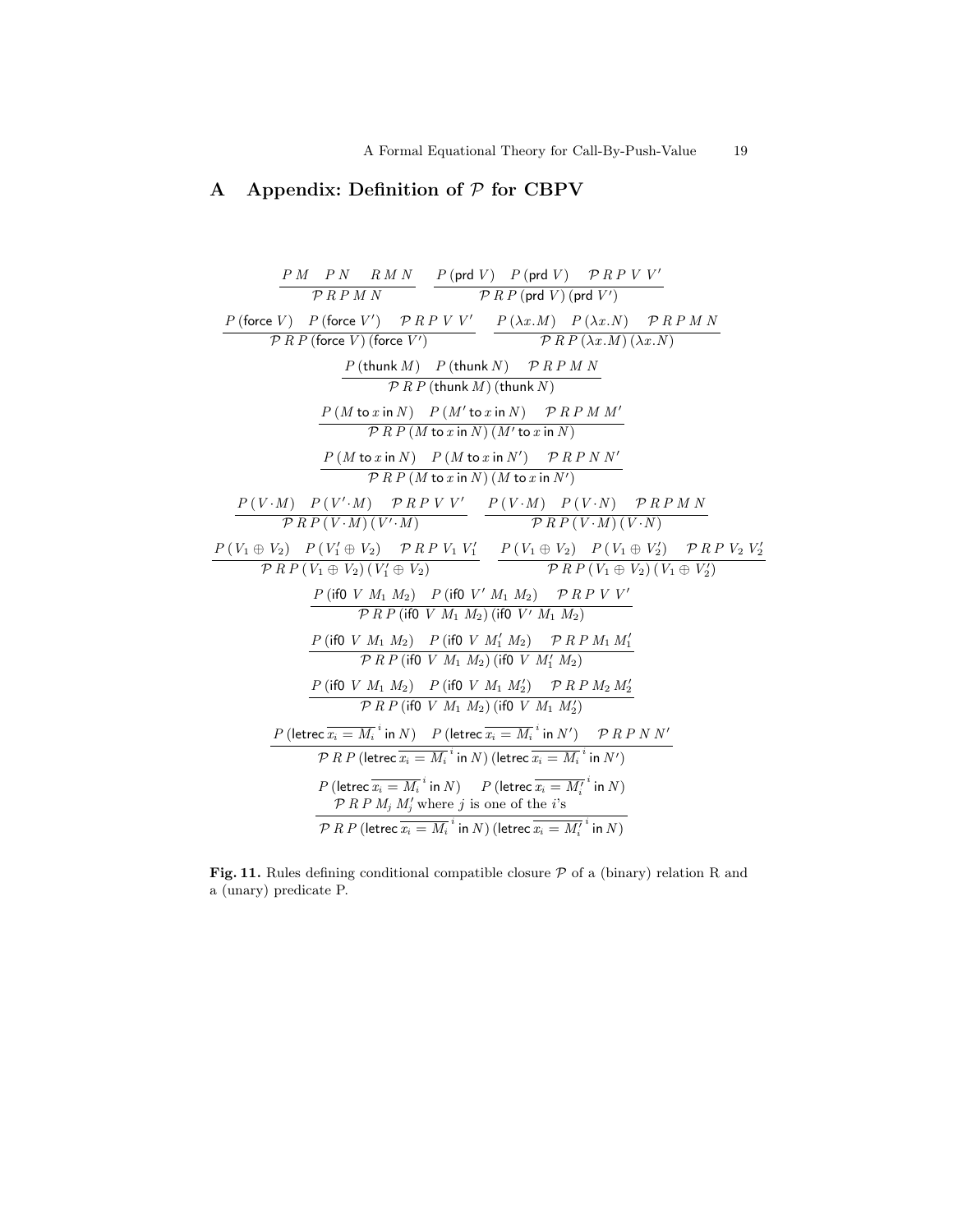# A Appendix: Definition of $\mathcal{P}$ for CBPV

$$\frac{P\,M \quad P\,N \quad R\,M\,N}{\mathcal{P}\,R\,P\,M\,N} \qquad \frac{P\,(\mathsf{prd}\;V) \quad P\,(\mathsf{prd}\;V) \quad \mathcal{P}\,R\,P\,V\,V'}{\mathcal{P}\,R\,P\,(\mathsf{prd}\;V)\,(\mathsf{prd}\;V')}$$

$$\frac{P\,(\mathsf{force}\;V) \quad P\,(\mathsf{force}\;V') \quad \mathcal{P}\,R\,P\,V\,V'}{\mathcal{P}\,R\,P\,(\mathsf{force}\;V)\,(\mathsf{force}\;V')} \qquad \frac{P\,(\lambda x.M) \quad P\,(\lambda x.N) \quad \mathcal{P}\,R\,P\,M\,N}{\mathcal{P}\,R\,P\,(\lambda x.M)\,(\lambda x.N)}$$

$$\frac{P\,(\mathsf{thunk}\;M) \quad P\,(\mathsf{thunk}\;N) \quad \mathcal{P}\,R\,P\,M\,N}{\mathcal{P}\,R\,P\,(\mathsf{thunk}\;M)\,(\mathsf{thunk}\;N)}$$

$$\frac{P\,(M\;\mathsf{to}\;x\;\mathsf{in}\;N) \quad P\,(M'\;\mathsf{to}\;x\;\mathsf{in}\;N) \quad \mathcal{P}\,R\,P\,M\,M'}{\mathcal{P}\,R\,P\,(M\;\mathsf{to}\;x\;\mathsf{in}\;N)\,(M'\;\mathsf{to}\;x\;\mathsf{in}\;N)}$$

$$\frac{P\,(M\;\mathsf{to}\;x\;\mathsf{in}\;N) \quad P\,(M\;\mathsf{to}\;x\;\mathsf{in}\;N') \quad \mathcal{P}\,R\,P\,N\,N'}{\mathcal{P}\,R\,P\,(M\;\mathsf{to}\;x\;\mathsf{in}\;N)\,(M\;\mathsf{to}\;x\;\mathsf{in}\;N')}$$

$$\frac{P\,(V\cdot M) \quad P\,(V'\cdot M) \quad \mathcal{P}\,R\,P\,V\,V'}{\mathcal{P}\,R\,P\,(V\cdot M)\,(V'\cdot M)} \qquad \frac{P\,(V\cdot M) \quad P\,(V\cdot N) \quad \mathcal{P}\,R\,P\,M\,N}{\mathcal{P}\,R\,P\,(V\cdot M)\,(V\cdot N)}$$

$$\frac{P\,(V_1 \oplus V_2) \quad P\,(V_1' \oplus V_2) \quad \mathcal{P}\,R\,P\,V_1\,V_1'}{\mathcal{P}\,R\,P\,(V_1 \oplus V_2)\,(V_1' \oplus V_2)} \qquad \frac{P\,(V_1 \oplus V_2) \quad P\,(V_1 \oplus V_2') \quad \mathcal{P}\,R\,P\,V_2\,V_2'}{\mathcal{P}\,R\,P\,(V_1 \oplus V_2)\,(V_1 \oplus V_2')}$$

$$\frac{P\,(\mathsf{if0}\;V\;M_1\;M_2) \quad P\,(\mathsf{if0}\;V'\;M_1\;M_2) \quad \mathcal{P}\,R\,P\,V\,V'}{\mathcal{P}\,R\,P\,(\mathsf{if0}\;V\;M_1\;M_2)\,(\mathsf{if0}\;V'\;M_1\;M_2)}$$

$$\frac{P\,(\mathsf{if0}\;V\;M_1\;M_2) \quad P\,(\mathsf{if0}\;V\;M_1'\;M_2) \quad \mathcal{P}\,R\,P\,M_1\,M_1'}{\mathcal{P}\,R\,P\,(\mathsf{if0}\;V\;M_1\;M_2)\,(\mathsf{if0}\;V\;M_1'\;M_2)}$$

$$\frac{P\,(\mathsf{if0}\;V\;M_1\;M_2) \quad P\,(\mathsf{if0}\;V\;M_1\;M_2') \quad \mathcal{P}\,R\,P\,M_2\,M_2'}{\mathcal{P}\,R\,P\,(\mathsf{if0}\;V\;M_1\;M_2)\,(\mathsf{if0}\;V\;M_1\;M_2')}$$

$$\frac{P\,(\mathsf{letrec}\;\overline{x_i = M_i}^{\,i}\;\mathsf{in}\;N) \quad P\,(\mathsf{letrec}\;\overline{x_i = M_i}^{\,i}\;\mathsf{in}\;N') \quad \mathcal{P}\,R\,P\,N\,N'}{\mathcal{P}\,R\,P\,(\mathsf{letrec}\;\overline{x_i = M_i}^{\,i}\;\mathsf{in}\;N)\,(\mathsf{letrec}\;\overline{x_i = M_i}^{\,i}\;\mathsf{in}\;N')}$$

$$\frac{\begin{array}{c}P\,(\mathsf{letrec}\;\overline{x_i = M_i}^{\,i}\;\mathsf{in}\;N) \quad P\,(\mathsf{letrec}\;\overline{x_i = M_i'}^{\,i}\;\mathsf{in}\;N) \\ \mathcal{P}\,R\,P\,M_j\,M_j' \text{ where } j \text{ is one of the } i\text{'s}\end{array}}{\mathcal{P}\,R\,P\,(\mathsf{letrec}\;\overline{x_i = M_i}^{\,i}\;\mathsf{in}\;N)\,(\mathsf{letrec}\;\overline{x_i = M_i'}^{\,i}\;\mathsf{in}\;N)}$$

**Fig. 11.** Rules defining conditional compatible closure $\mathcal{P}$ of a (binary) relation R and a (unary) predicate P.